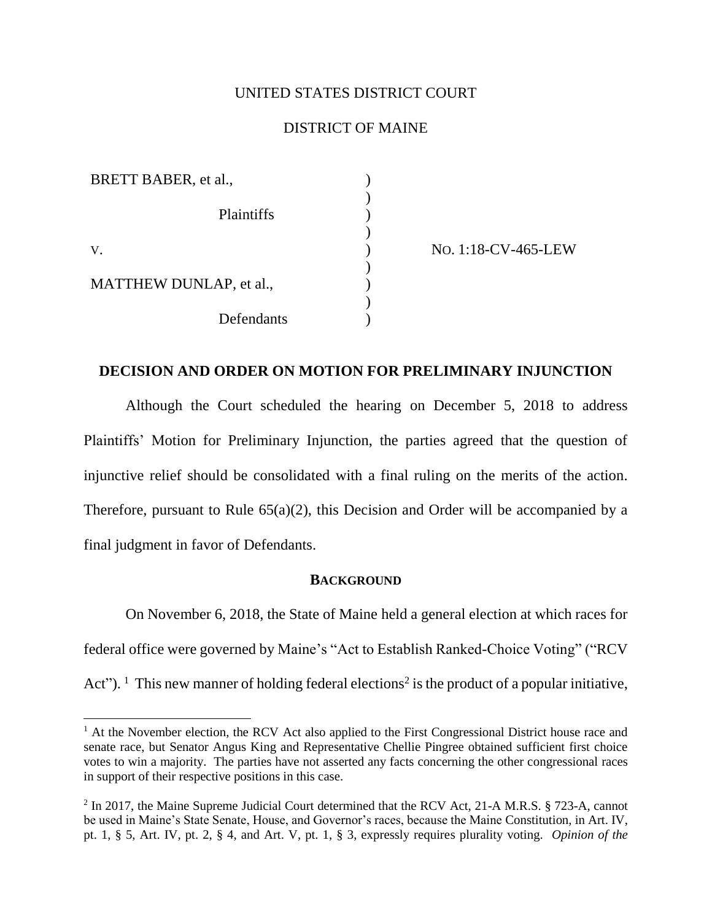UNITED STATES DISTRICT COURT

DISTRICT OF MAINE

| | | |
|---|---|---|
| BRETT BABER, et al., | ) | |
| Plaintiffs | ) | |
| v. | ) | NO. 1:18-CV-465-LEW |
| MATTHEW DUNLAP, et al., | ) | |
| Defendants | ) | |

## DECISION AND ORDER ON MOTION FOR PRELIMINARY INJUNCTION

Although the Court scheduled the hearing on December 5, 2018 to address Plaintiffs' Motion for Preliminary Injunction, the parties agreed that the question of injunctive relief should be consolidated with a final ruling on the merits of the action. Therefore, pursuant to Rule 65(a)(2), this Decision and Order will be accompanied by a final judgment in favor of Defendants.

### BACKGROUND

On November 6, 2018, the State of Maine held a general election at which races for federal office were governed by Maine's "Act to Establish Ranked-Choice Voting" ("RCV Act").[1] This new manner of holding federal elections[2] is the product of a popular initiative,

[1] At the November election, the RCV Act also applied to the First Congressional District house race and senate race, but Senator Angus King and Representative Chellie Pingree obtained sufficient first choice votes to win a majority. The parties have not asserted any facts concerning the other congressional races in support of their respective positions in this case.

[2] In 2017, the Maine Supreme Judicial Court determined that the RCV Act, 21-A M.R.S. § 723-A, cannot be used in Maine's State Senate, House, and Governor's races, because the Maine Constitution, in Art. IV, pt. 1, § 5, Art. IV, pt. 2, § 4, and Art. V, pt. 1, § 3, expressly requires plurality voting. *Opinion of the*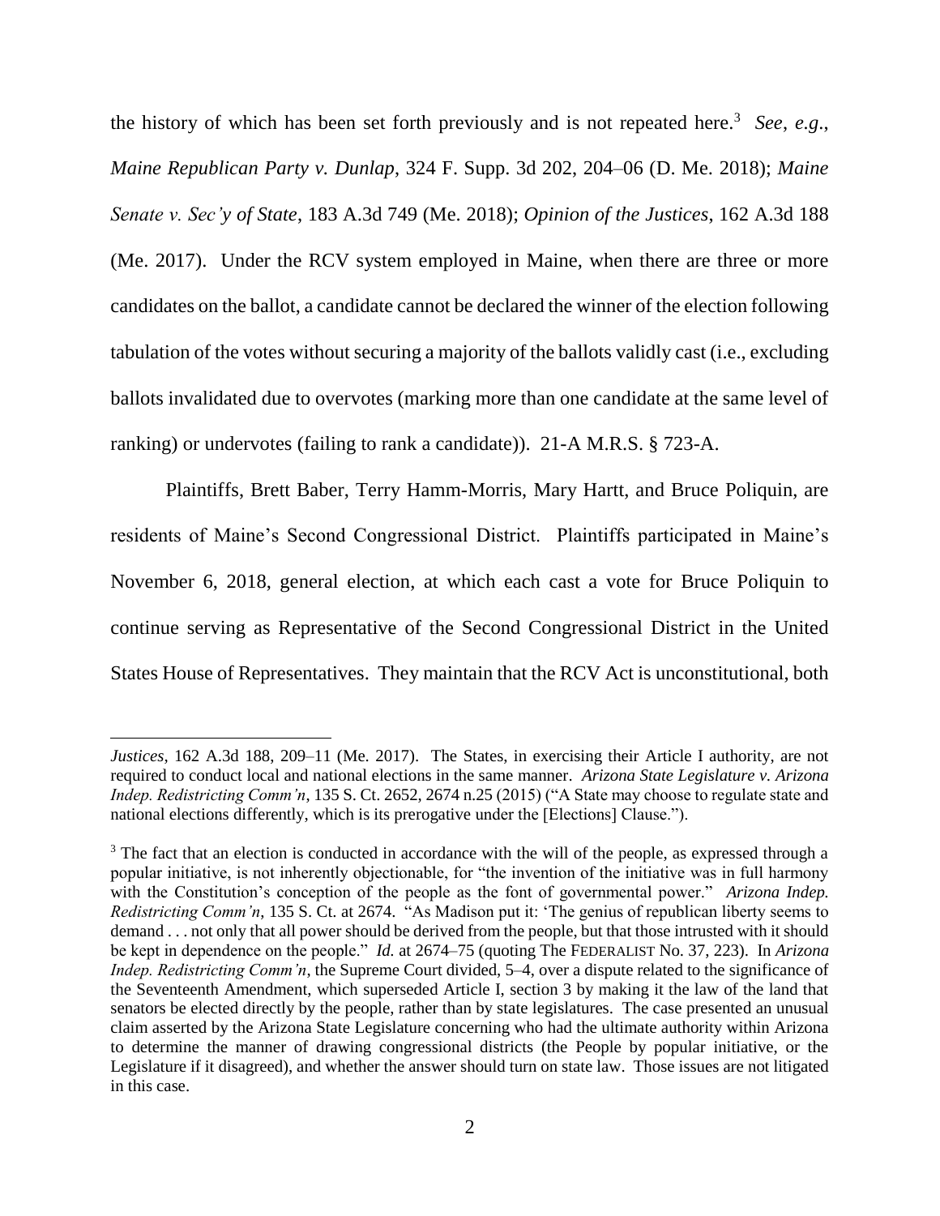the history of which has been set forth previously and is not repeated here.[3] *See*, *e.g*., *Maine Republican Party v. Dunlap*, 324 F. Supp. 3d 202, 204–06 (D. Me. 2018); *Maine Senate v. Sec'y of State*, 183 A.3d 749 (Me. 2018); *Opinion of the Justices*, 162 A.3d 188 (Me. 2017). Under the RCV system employed in Maine, when there are three or more candidates on the ballot, a candidate cannot be declared the winner of the election following tabulation of the votes without securing a majority of the ballots validly cast (i.e., excluding ballots invalidated due to overvotes (marking more than one candidate at the same level of ranking) or undervotes (failing to rank a candidate)). 21-A M.R.S. § 723-A.

Plaintiffs, Brett Baber, Terry Hamm-Morris, Mary Hartt, and Bruce Poliquin, are residents of Maine's Second Congressional District. Plaintiffs participated in Maine's November 6, 2018, general election, at which each cast a vote for Bruce Poliquin to continue serving as Representative of the Second Congressional District in the United States House of Representatives. They maintain that the RCV Act is unconstitutional, both

---

*Justices*, 162 A.3d 188, 209–11 (Me. 2017). The States, in exercising their Article I authority, are not required to conduct local and national elections in the same manner. *Arizona State Legislature v. Arizona Indep. Redistricting Comm'n*, 135 S. Ct. 2652, 2674 n.25 (2015) ("A State may choose to regulate state and national elections differently, which is its prerogative under the [Elections] Clause.").

[3] The fact that an election is conducted in accordance with the will of the people, as expressed through a popular initiative, is not inherently objectionable, for "the invention of the initiative was in full harmony with the Constitution's conception of the people as the font of governmental power." *Arizona Indep. Redistricting Comm'n*, 135 S. Ct. at 2674. "As Madison put it: 'The genius of republican liberty seems to demand . . . not only that all power should be derived from the people, but that those intrusted with it should be kept in dependence on the people." *Id.* at 2674–75 (quoting The FEDERALIST No. 37, 223). In *Arizona Indep. Redistricting Comm'n*, the Supreme Court divided, 5–4, over a dispute related to the significance of the Seventeenth Amendment, which superseded Article I, section 3 by making it the law of the land that senators be elected directly by the people, rather than by state legislatures. The case presented an unusual claim asserted by the Arizona State Legislature concerning who had the ultimate authority within Arizona to determine the manner of drawing congressional districts (the People by popular initiative, or the Legislature if it disagreed), and whether the answer should turn on state law. Those issues are not litigated in this case.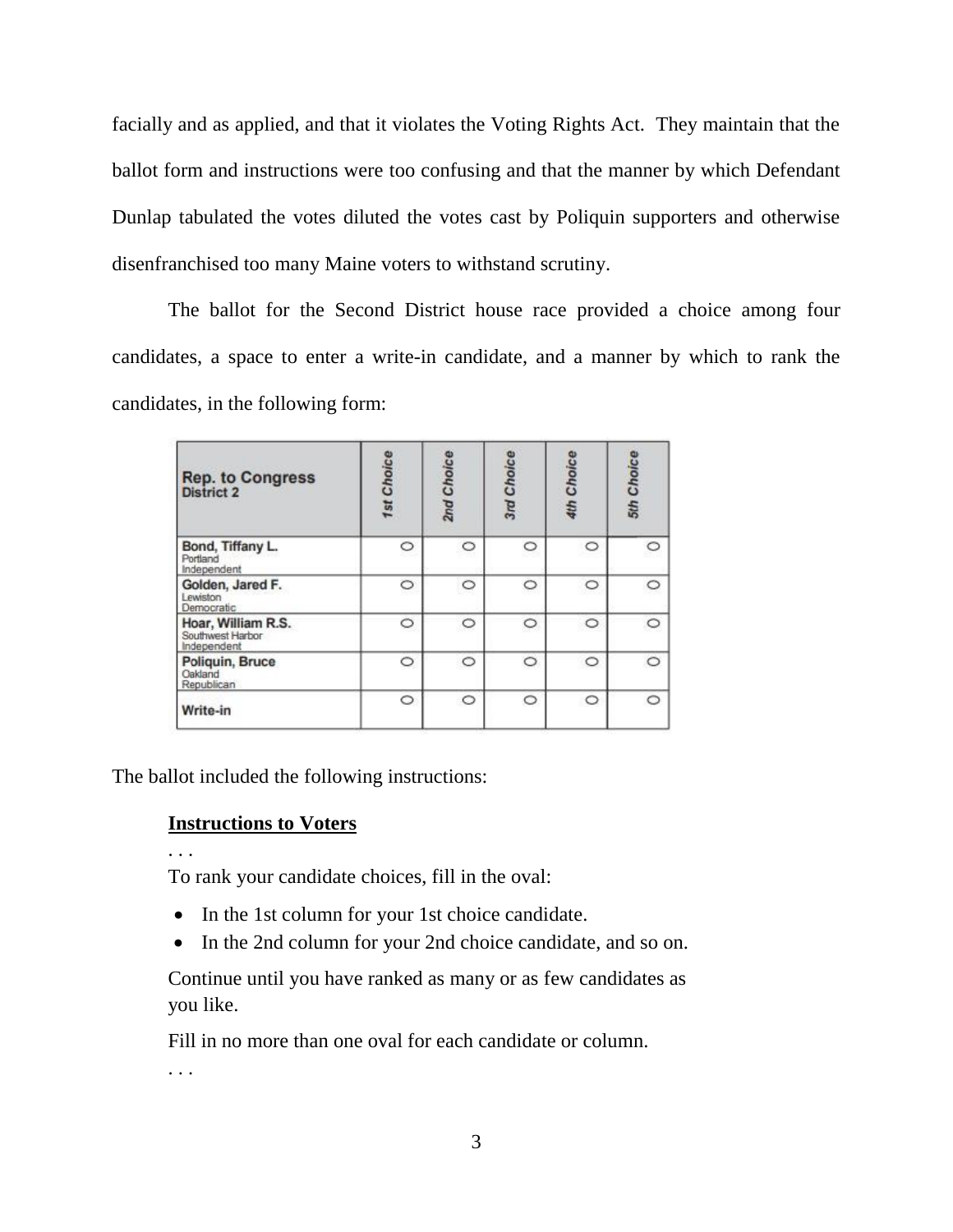facially and as applied, and that it violates the Voting Rights Act. They maintain that the ballot form and instructions were too confusing and that the manner by which Defendant Dunlap tabulated the votes diluted the votes cast by Poliquin supporters and otherwise disenfranchised too many Maine voters to withstand scrutiny.

The ballot for the Second District house race provided a choice among four candidates, a space to enter a write-in candidate, and a manner by which to rank the candidates, in the following form:

| **Rep. to Congress** District 2 | *1st Choice* | *2nd Choice* | *3rd Choice* | *4th Choice* | *5th Choice* |
|---|---|---|---|---|---|
| **Bond, Tiffany L.** Portland Independent | ○ | ○ | ○ | ○ | ○ |
| **Golden, Jared F.** Lewiston Democratic | ○ | ○ | ○ | ○ | ○ |
| **Hoar, William R.S.** Southwest Harbor Independent | ○ | ○ | ○ | ○ | ○ |
| **Poliquin, Bruce** Oakland Republican | ○ | ○ | ○ | ○ | ○ |
| **Write-in** | ○ | ○ | ○ | ○ | ○ |

The ballot included the following instructions:

> **<u>Instructions to Voters</u>**
>
> . . .
>
> To rank your candidate choices, fill in the oval:
>
> - In the 1st column for your 1st choice candidate.
> - In the 2nd column for your 2nd choice candidate, and so on.
>
> Continue until you have ranked as many or as few candidates as you like.
>
> Fill in no more than one oval for each candidate or column.
>
> . . .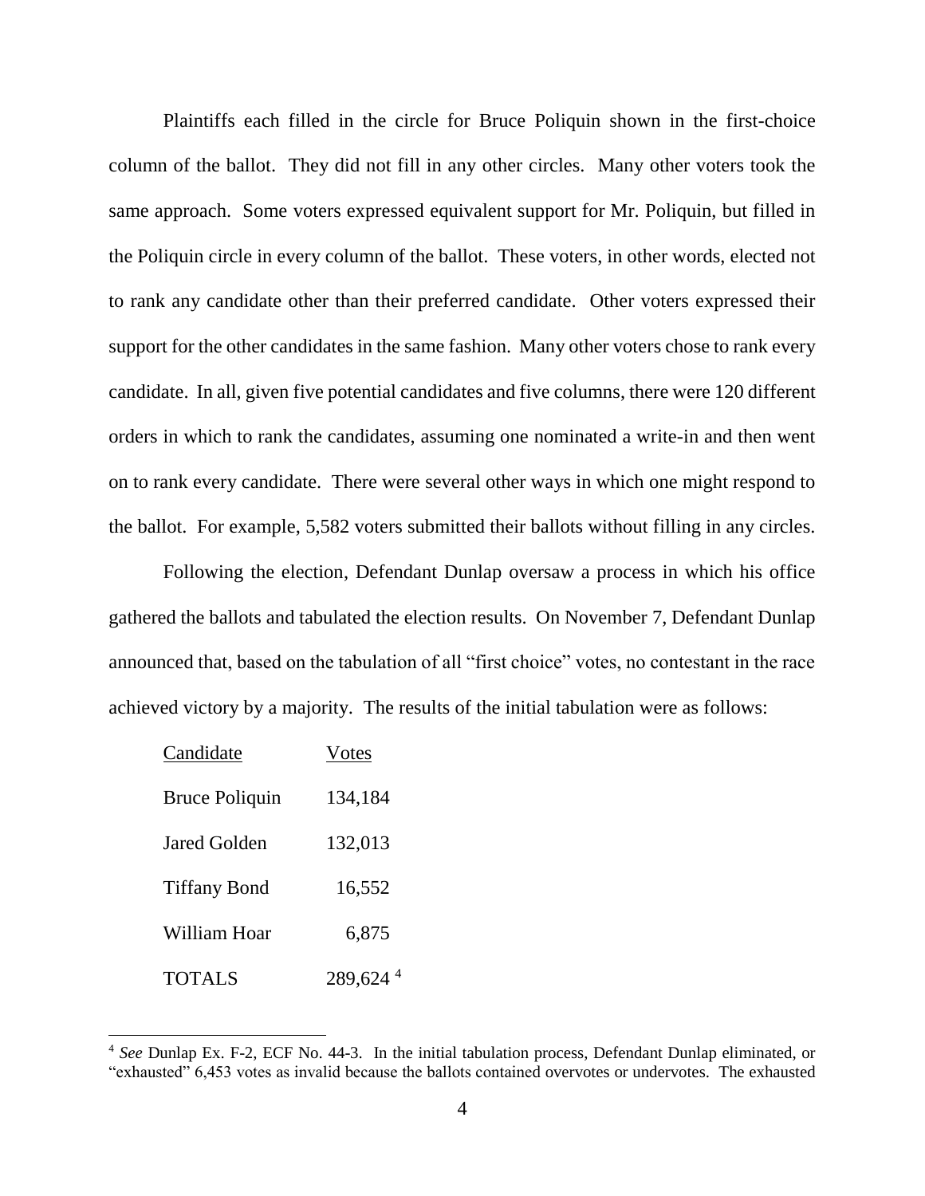Plaintiffs each filled in the circle for Bruce Poliquin shown in the first-choice column of the ballot. They did not fill in any other circles. Many other voters took the same approach. Some voters expressed equivalent support for Mr. Poliquin, but filled in the Poliquin circle in every column of the ballot. These voters, in other words, elected not to rank any candidate other than their preferred candidate. Other voters expressed their support for the other candidates in the same fashion. Many other voters chose to rank every candidate. In all, given five potential candidates and five columns, there were 120 different orders in which to rank the candidates, assuming one nominated a write-in and then went on to rank every candidate. There were several other ways in which one might respond to the ballot. For example, 5,582 voters submitted their ballots without filling in any circles.

Following the election, Defendant Dunlap oversaw a process in which his office gathered the ballots and tabulated the election results. On November 7, Defendant Dunlap announced that, based on the tabulation of all "first choice" votes, no contestant in the race achieved victory by a majority. The results of the initial tabulation were as follows:

| Candidate | Votes |
|---|---|
| Bruce Poliquin | 134,184 |
| Jared Golden | 132,013 |
| Tiffany Bond | 16,552 |
| William Hoar | 6,875 |
| TOTALS | 289,624 [4] |

[4] *See* Dunlap Ex. F-2, ECF No. 44-3. In the initial tabulation process, Defendant Dunlap eliminated, or "exhausted" 6,453 votes as invalid because the ballots contained overvotes or undervotes. The exhausted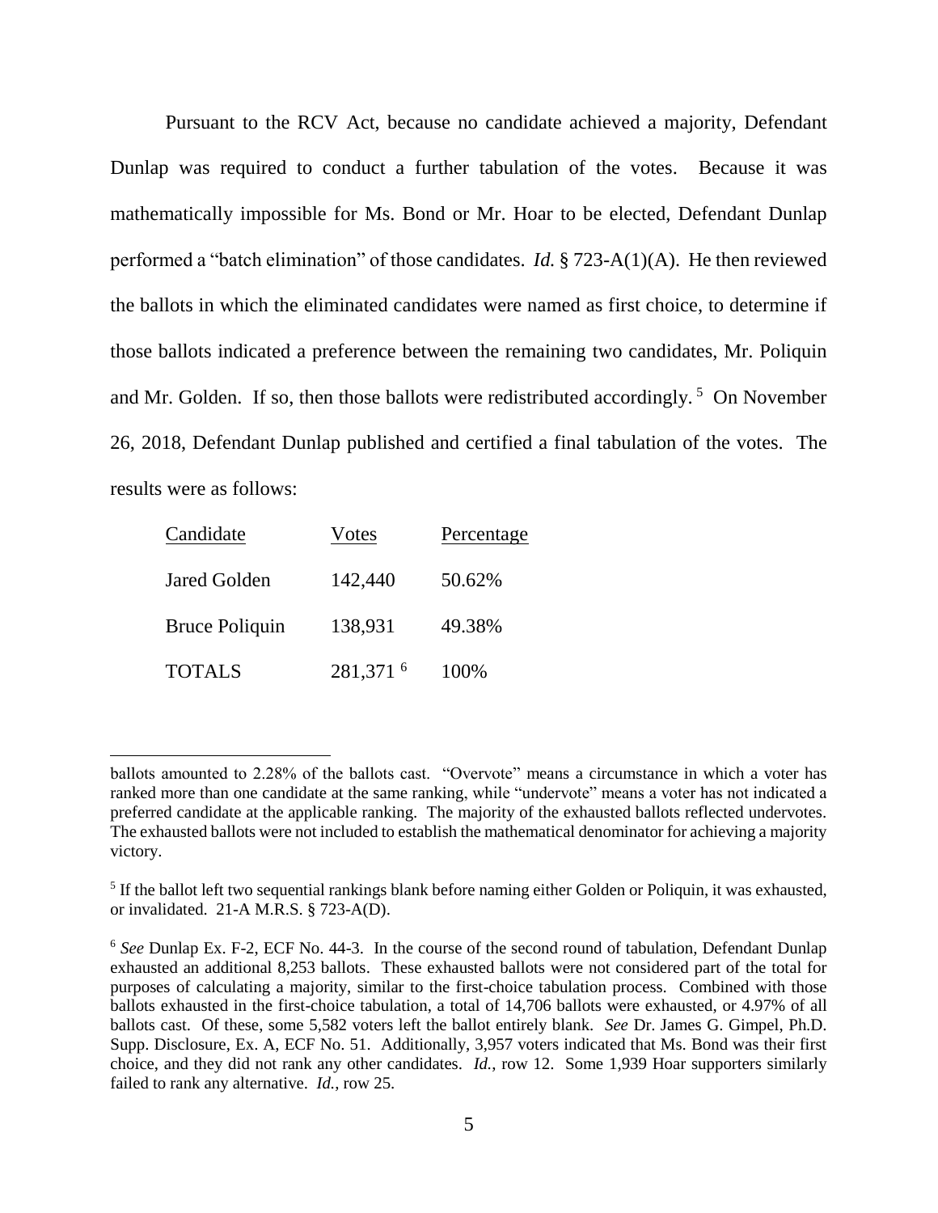Pursuant to the RCV Act, because no candidate achieved a majority, Defendant Dunlap was required to conduct a further tabulation of the votes. Because it was mathematically impossible for Ms. Bond or Mr. Hoar to be elected, Defendant Dunlap performed a "batch elimination" of those candidates. *Id.* § 723-A(1)(A). He then reviewed the ballots in which the eliminated candidates were named as first choice, to determine if those ballots indicated a preference between the remaining two candidates, Mr. Poliquin and Mr. Golden. If so, then those ballots were redistributed accordingly.[5] On November 26, 2018, Defendant Dunlap published and certified a final tabulation of the votes. The results were as follows:

| Candidate | Votes | Percentage |
|---|---|---|
| Jared Golden | 142,440 | 50.62% |
| Bruce Poliquin | 138,931 | 49.38% |
| TOTALS | 281,371 [6] | 100% |

---

ballots amounted to 2.28% of the ballots cast. "Overvote" means a circumstance in which a voter has ranked more than one candidate at the same ranking, while "undervote" means a voter has not indicated a preferred candidate at the applicable ranking. The majority of the exhausted ballots reflected undervotes. The exhausted ballots were not included to establish the mathematical denominator for achieving a majority victory.

[5] If the ballot left two sequential rankings blank before naming either Golden or Poliquin, it was exhausted, or invalidated. 21-A M.R.S. § 723-A(D).

[6] *See* Dunlap Ex. F-2, ECF No. 44-3. In the course of the second round of tabulation, Defendant Dunlap exhausted an additional 8,253 ballots. These exhausted ballots were not considered part of the total for purposes of calculating a majority, similar to the first-choice tabulation process. Combined with those ballots exhausted in the first-choice tabulation, a total of 14,706 ballots were exhausted, or 4.97% of all ballots cast. Of these, some 5,582 voters left the ballot entirely blank. *See* Dr. James G. Gimpel, Ph.D. Supp. Disclosure, Ex. A, ECF No. 51. Additionally, 3,957 voters indicated that Ms. Bond was their first choice, and they did not rank any other candidates. *Id.*, row 12. Some 1,939 Hoar supporters similarly failed to rank any alternative. *Id.*, row 25.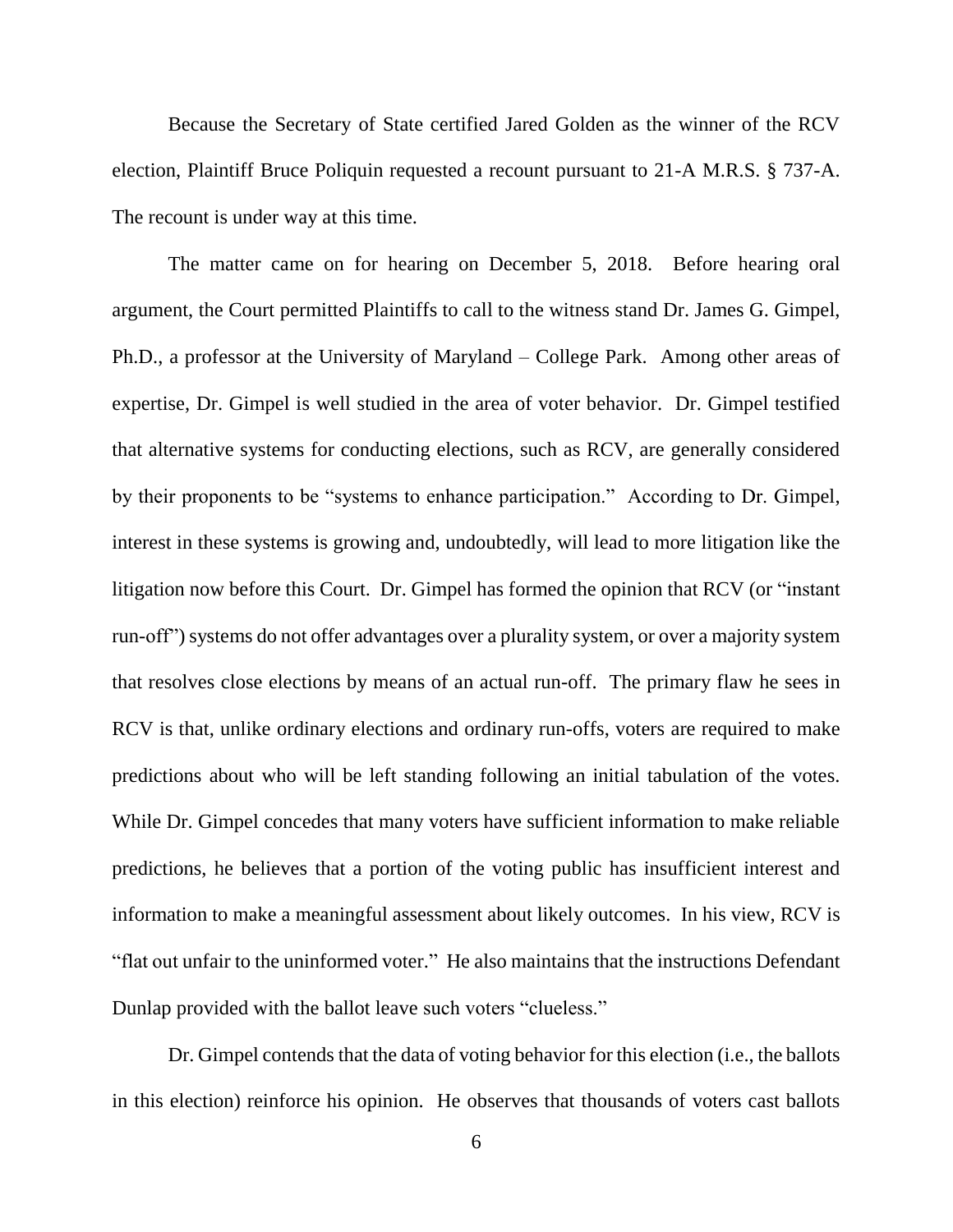Because the Secretary of State certified Jared Golden as the winner of the RCV election, Plaintiff Bruce Poliquin requested a recount pursuant to 21-A M.R.S. § 737-A. The recount is under way at this time.

The matter came on for hearing on December 5, 2018. Before hearing oral argument, the Court permitted Plaintiffs to call to the witness stand Dr. James G. Gimpel, Ph.D., a professor at the University of Maryland – College Park. Among other areas of expertise, Dr. Gimpel is well studied in the area of voter behavior. Dr. Gimpel testified that alternative systems for conducting elections, such as RCV, are generally considered by their proponents to be "systems to enhance participation." According to Dr. Gimpel, interest in these systems is growing and, undoubtedly, will lead to more litigation like the litigation now before this Court. Dr. Gimpel has formed the opinion that RCV (or "instant run-off") systems do not offer advantages over a plurality system, or over a majority system that resolves close elections by means of an actual run-off. The primary flaw he sees in RCV is that, unlike ordinary elections and ordinary run-offs, voters are required to make predictions about who will be left standing following an initial tabulation of the votes. While Dr. Gimpel concedes that many voters have sufficient information to make reliable predictions, he believes that a portion of the voting public has insufficient interest and information to make a meaningful assessment about likely outcomes. In his view, RCV is "flat out unfair to the uninformed voter." He also maintains that the instructions Defendant Dunlap provided with the ballot leave such voters "clueless."

Dr. Gimpel contends that the data of voting behavior for this election (i.e., the ballots in this election) reinforce his opinion. He observes that thousands of voters cast ballots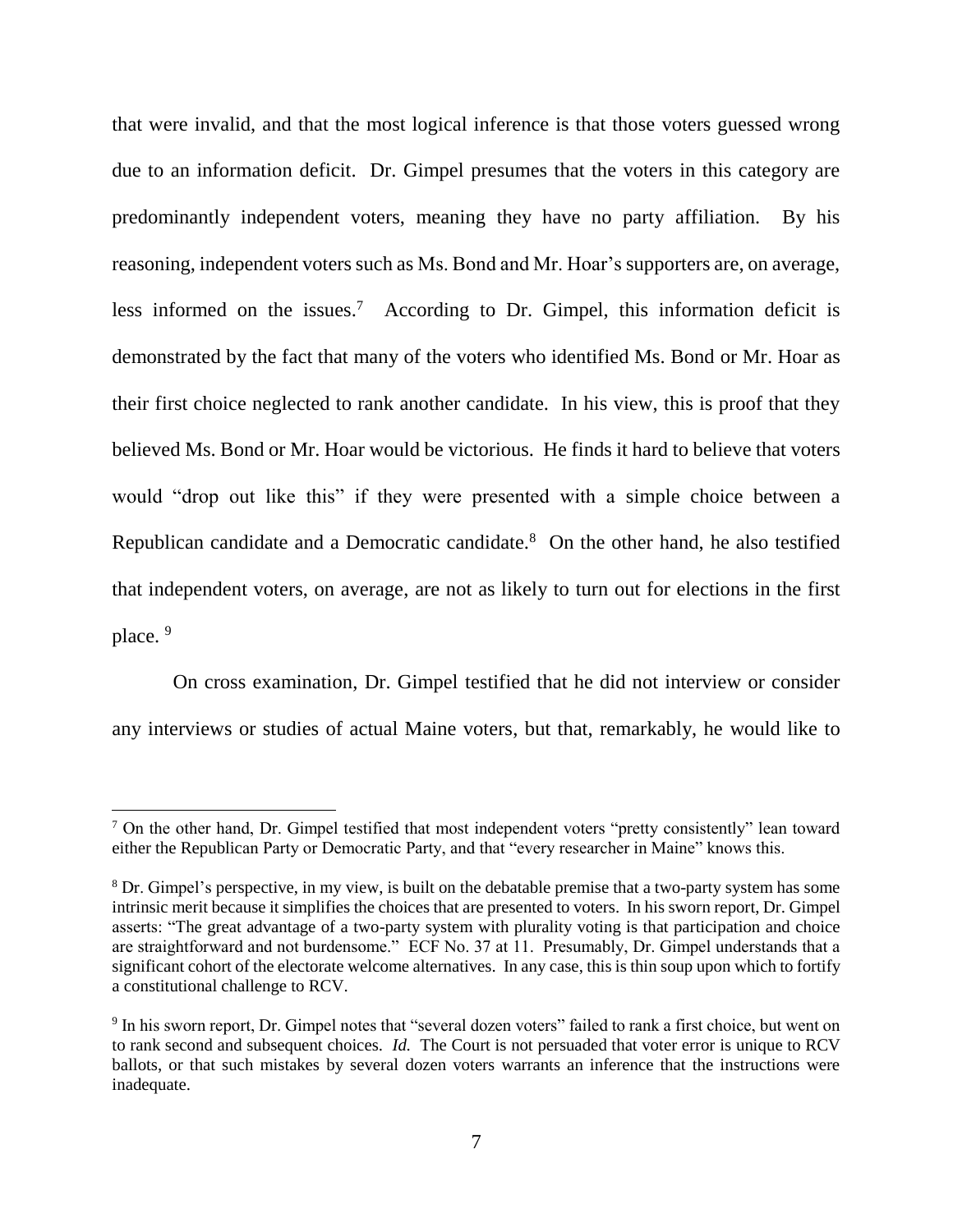that were invalid, and that the most logical inference is that those voters guessed wrong due to an information deficit. Dr. Gimpel presumes that the voters in this category are predominantly independent voters, meaning they have no party affiliation. By his reasoning, independent voters such as Ms. Bond and Mr. Hoar's supporters are, on average, less informed on the issues.[7] According to Dr. Gimpel, this information deficit is demonstrated by the fact that many of the voters who identified Ms. Bond or Mr. Hoar as their first choice neglected to rank another candidate. In his view, this is proof that they believed Ms. Bond or Mr. Hoar would be victorious. He finds it hard to believe that voters would "drop out like this" if they were presented with a simple choice between a Republican candidate and a Democratic candidate.[8] On the other hand, he also testified that independent voters, on average, are not as likely to turn out for elections in the first place.[9]

On cross examination, Dr. Gimpel testified that he did not interview or consider any interviews or studies of actual Maine voters, but that, remarkably, he would like to

---

[7] On the other hand, Dr. Gimpel testified that most independent voters "pretty consistently" lean toward either the Republican Party or Democratic Party, and that "every researcher in Maine" knows this.

[8] Dr. Gimpel's perspective, in my view, is built on the debatable premise that a two-party system has some intrinsic merit because it simplifies the choices that are presented to voters. In his sworn report, Dr. Gimpel asserts: "The great advantage of a two-party system with plurality voting is that participation and choice are straightforward and not burdensome." ECF No. 37 at 11. Presumably, Dr. Gimpel understands that a significant cohort of the electorate welcome alternatives. In any case, this is thin soup upon which to fortify a constitutional challenge to RCV.

[9] In his sworn report, Dr. Gimpel notes that "several dozen voters" failed to rank a first choice, but went on to rank second and subsequent choices. *Id.* The Court is not persuaded that voter error is unique to RCV ballots, or that such mistakes by several dozen voters warrants an inference that the instructions were inadequate.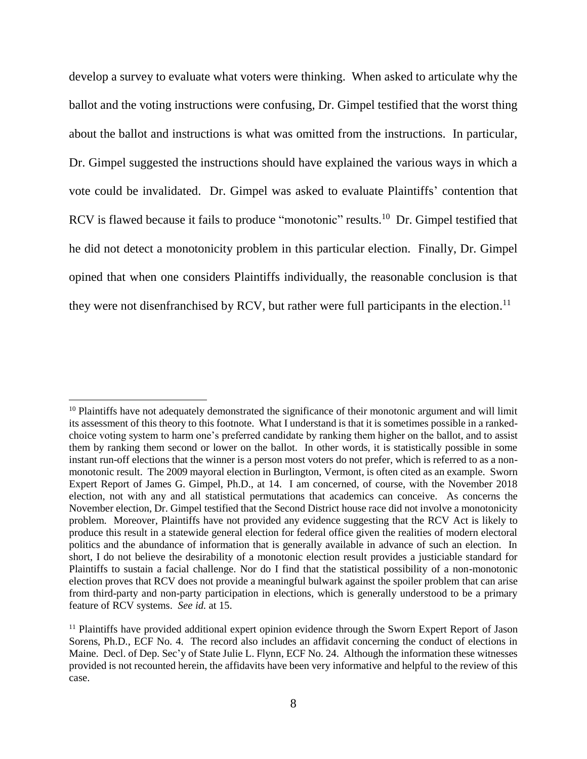develop a survey to evaluate what voters were thinking. When asked to articulate why the ballot and the voting instructions were confusing, Dr. Gimpel testified that the worst thing about the ballot and instructions is what was omitted from the instructions. In particular, Dr. Gimpel suggested the instructions should have explained the various ways in which a vote could be invalidated. Dr. Gimpel was asked to evaluate Plaintiffs' contention that RCV is flawed because it fails to produce "monotonic" results.[10] Dr. Gimpel testified that he did not detect a monotonicity problem in this particular election. Finally, Dr. Gimpel opined that when one considers Plaintiffs individually, the reasonable conclusion is that they were not disenfranchised by RCV, but rather were full participants in the election.[11]

---

[10] Plaintiffs have not adequately demonstrated the significance of their monotonic argument and will limit its assessment of this theory to this footnote. What I understand is that it is sometimes possible in a ranked-choice voting system to harm one's preferred candidate by ranking them higher on the ballot, and to assist them by ranking them second or lower on the ballot. In other words, it is statistically possible in some instant run-off elections that the winner is a person most voters do not prefer, which is referred to as a non-monotonic result. The 2009 mayoral election in Burlington, Vermont, is often cited as an example. Sworn Expert Report of James G. Gimpel, Ph.D., at 14. I am concerned, of course, with the November 2018 election, not with any and all statistical permutations that academics can conceive. As concerns the November election, Dr. Gimpel testified that the Second District house race did not involve a monotonicity problem. Moreover, Plaintiffs have not provided any evidence suggesting that the RCV Act is likely to produce this result in a statewide general election for federal office given the realities of modern electoral politics and the abundance of information that is generally available in advance of such an election. In short, I do not believe the desirability of a monotonic election result provides a justiciable standard for Plaintiffs to sustain a facial challenge. Nor do I find that the statistical possibility of a non-monotonic election proves that RCV does not provide a meaningful bulwark against the spoiler problem that can arise from third-party and non-party participation in elections, which is generally understood to be a primary feature of RCV systems. *See id.* at 15.

[11] Plaintiffs have provided additional expert opinion evidence through the Sworn Expert Report of Jason Sorens, Ph.D., ECF No. 4. The record also includes an affidavit concerning the conduct of elections in Maine. Decl. of Dep. Sec'y of State Julie L. Flynn, ECF No. 24. Although the information these witnesses provided is not recounted herein, the affidavits have been very informative and helpful to the review of this case.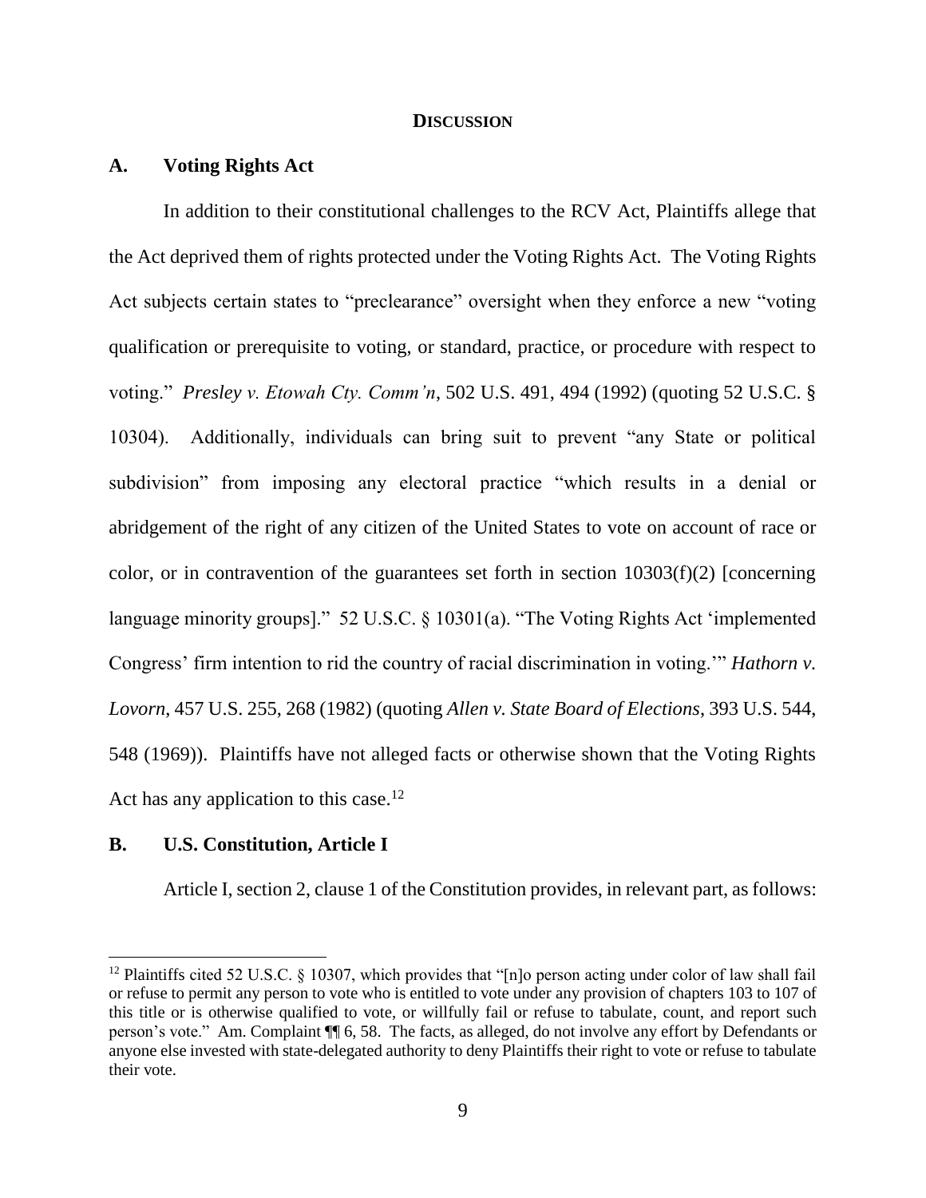## DISCUSSION

### A. Voting Rights Act

In addition to their constitutional challenges to the RCV Act, Plaintiffs allege that the Act deprived them of rights protected under the Voting Rights Act. The Voting Rights Act subjects certain states to "preclearance" oversight when they enforce a new "voting qualification or prerequisite to voting, or standard, practice, or procedure with respect to voting." *Presley v. Etowah Cty. Comm'n*, 502 U.S. 491, 494 (1992) (quoting 52 U.S.C. § 10304). Additionally, individuals can bring suit to prevent "any State or political subdivision" from imposing any electoral practice "which results in a denial or abridgement of the right of any citizen of the United States to vote on account of race or color, or in contravention of the guarantees set forth in section 10303(f)(2) [concerning language minority groups]." 52 U.S.C. § 10301(a). "The Voting Rights Act 'implemented Congress' firm intention to rid the country of racial discrimination in voting.'" *Hathorn v. Lovorn*, 457 U.S. 255, 268 (1982) (quoting *Allen v. State Board of Elections*, 393 U.S. 544, 548 (1969)). Plaintiffs have not alleged facts or otherwise shown that the Voting Rights Act has any application to this case.[12]

### B. U.S. Constitution, Article I

Article I, section 2, clause 1 of the Constitution provides, in relevant part, as follows:

---

[12] Plaintiffs cited 52 U.S.C. § 10307, which provides that "[n]o person acting under color of law shall fail or refuse to permit any person to vote who is entitled to vote under any provision of chapters 103 to 107 of this title or is otherwise qualified to vote, or willfully fail or refuse to tabulate, count, and report such person's vote." Am. Complaint ¶¶ 6, 58. The facts, as alleged, do not involve any effort by Defendants or anyone else invested with state-delegated authority to deny Plaintiffs their right to vote or refuse to tabulate their vote.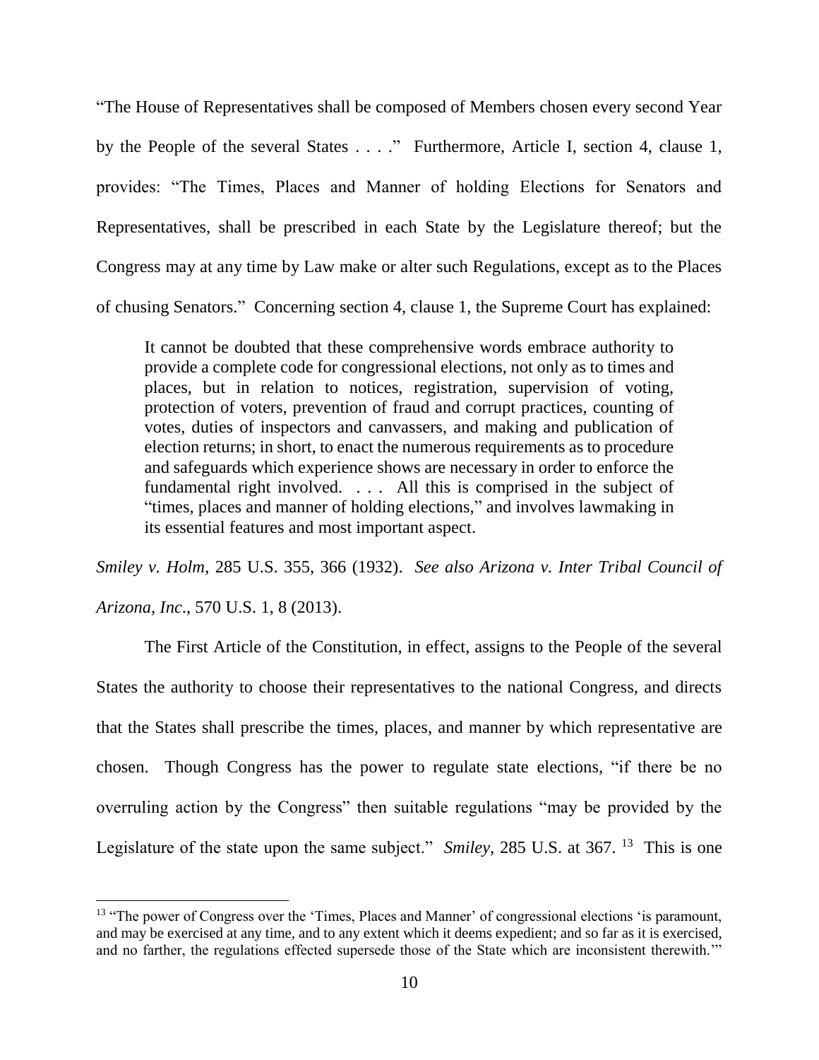"The House of Representatives shall be composed of Members chosen every second Year by the People of the several States . . . ." Furthermore, Article I, section 4, clause 1, provides: "The Times, Places and Manner of holding Elections for Senators and Representatives, shall be prescribed in each State by the Legislature thereof; but the Congress may at any time by Law make or alter such Regulations, except as to the Places of chusing Senators." Concerning section 4, clause 1, the Supreme Court has explained:

> It cannot be doubted that these comprehensive words embrace authority to provide a complete code for congressional elections, not only as to times and places, but in relation to notices, registration, supervision of voting, protection of voters, prevention of fraud and corrupt practices, counting of votes, duties of inspectors and canvassers, and making and publication of election returns; in short, to enact the numerous requirements as to procedure and safeguards which experience shows are necessary in order to enforce the fundamental right involved. . . . All this is comprised in the subject of "times, places and manner of holding elections," and involves lawmaking in its essential features and most important aspect.

*Smiley v. Holm*, 285 U.S. 355, 366 (1932). *See also Arizona v. Inter Tribal Council of Arizona, Inc*., 570 U.S. 1, 8 (2013).

The First Article of the Constitution, in effect, assigns to the People of the several States the authority to choose their representatives to the national Congress, and directs that the States shall prescribe the times, places, and manner by which representative are chosen. Though Congress has the power to regulate state elections, "if there be no overruling action by the Congress" then suitable regulations "may be provided by the Legislature of the state upon the same subject." *Smiley*, 285 U.S. at 367. [13] This is one

[13] "The power of Congress over the 'Times, Places and Manner' of congressional elections 'is paramount, and may be exercised at any time, and to any extent which it deems expedient; and so far as it is exercised, and no farther, the regulations effected supersede those of the State which are inconsistent therewith.'"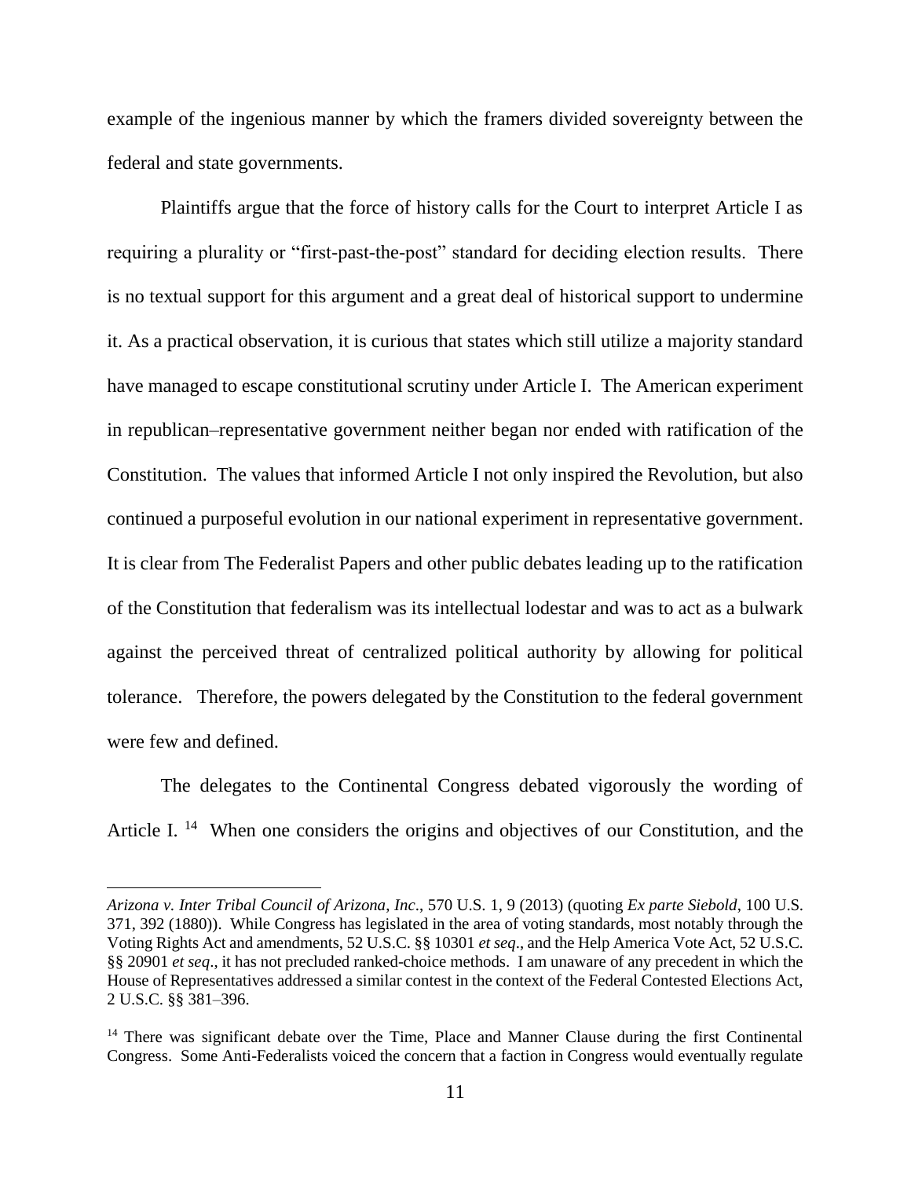example of the ingenious manner by which the framers divided sovereignty between the federal and state governments.

Plaintiffs argue that the force of history calls for the Court to interpret Article I as requiring a plurality or "first-past-the-post" standard for deciding election results. There is no textual support for this argument and a great deal of historical support to undermine it. As a practical observation, it is curious that states which still utilize a majority standard have managed to escape constitutional scrutiny under Article I. The American experiment in republican–representative government neither began nor ended with ratification of the Constitution. The values that informed Article I not only inspired the Revolution, but also continued a purposeful evolution in our national experiment in representative government. It is clear from The Federalist Papers and other public debates leading up to the ratification of the Constitution that federalism was its intellectual lodestar and was to act as a bulwark against the perceived threat of centralized political authority by allowing for political tolerance. Therefore, the powers delegated by the Constitution to the federal government were few and defined.

The delegates to the Continental Congress debated vigorously the wording of Article I. [14] When one considers the origins and objectives of our Constitution, and the

---

*Arizona v. Inter Tribal Council of Arizona, Inc*., 570 U.S. 1, 9 (2013) (quoting *Ex parte Siebold*, 100 U.S. 371, 392 (1880)). While Congress has legislated in the area of voting standards, most notably through the Voting Rights Act and amendments, 52 U.S.C. §§ 10301 *et seq*., and the Help America Vote Act, 52 U.S.C. §§ 20901 *et seq*., it has not precluded ranked-choice methods. I am unaware of any precedent in which the House of Representatives addressed a similar contest in the context of the Federal Contested Elections Act, 2 U.S.C. §§ 381–396.

[14] There was significant debate over the Time, Place and Manner Clause during the first Continental Congress. Some Anti-Federalists voiced the concern that a faction in Congress would eventually regulate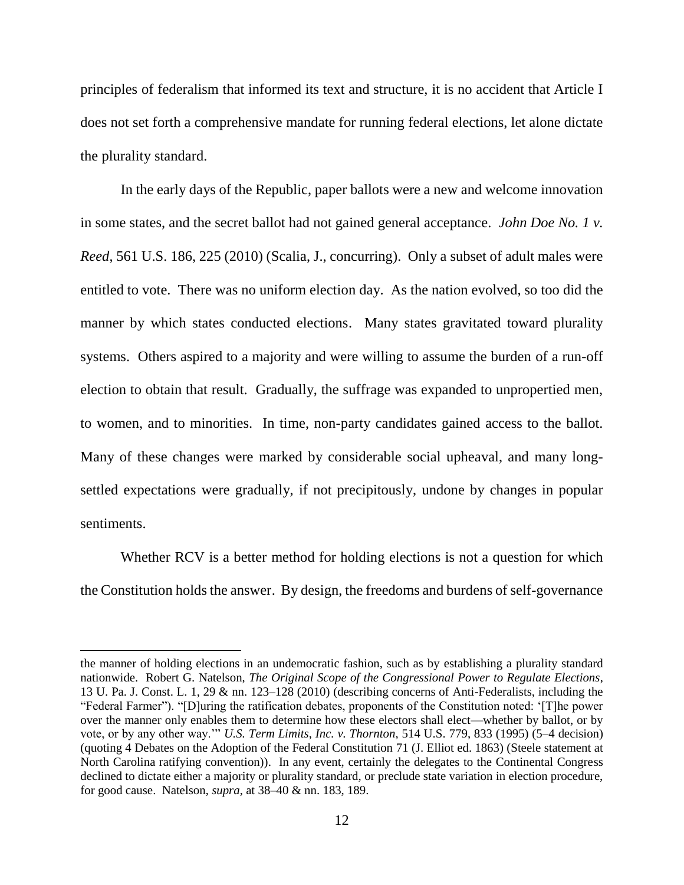principles of federalism that informed its text and structure, it is no accident that Article I does not set forth a comprehensive mandate for running federal elections, let alone dictate the plurality standard.

In the early days of the Republic, paper ballots were a new and welcome innovation in some states, and the secret ballot had not gained general acceptance. *John Doe No. 1 v. Reed*, 561 U.S. 186, 225 (2010) (Scalia, J., concurring). Only a subset of adult males were entitled to vote. There was no uniform election day. As the nation evolved, so too did the manner by which states conducted elections. Many states gravitated toward plurality systems. Others aspired to a majority and were willing to assume the burden of a run-off election to obtain that result. Gradually, the suffrage was expanded to unpropertied men, to women, and to minorities. In time, non-party candidates gained access to the ballot. Many of these changes were marked by considerable social upheaval, and many long-settled expectations were gradually, if not precipitously, undone by changes in popular sentiments.

Whether RCV is a better method for holding elections is not a question for which the Constitution holds the answer. By design, the freedoms and burdens of self-governance

---

the manner of holding elections in an undemocratic fashion, such as by establishing a plurality standard nationwide. Robert G. Natelson, *The Original Scope of the Congressional Power to Regulate Elections*, 13 U. Pa. J. Const. L. 1, 29 & nn. 123–128 (2010) (describing concerns of Anti-Federalists, including the "Federal Farmer"). "[D]uring the ratification debates, proponents of the Constitution noted: '[T]he power over the manner only enables them to determine how these electors shall elect—whether by ballot, or by vote, or by any other way.'" *U.S. Term Limits, Inc. v. Thornton*, 514 U.S. 779, 833 (1995) (5–4 decision) (quoting 4 Debates on the Adoption of the Federal Constitution 71 (J. Elliot ed. 1863) (Steele statement at North Carolina ratifying convention)). In any event, certainly the delegates to the Continental Congress declined to dictate either a majority or plurality standard, or preclude state variation in election procedure, for good cause. Natelson, *supra*, at 38–40 & nn. 183, 189.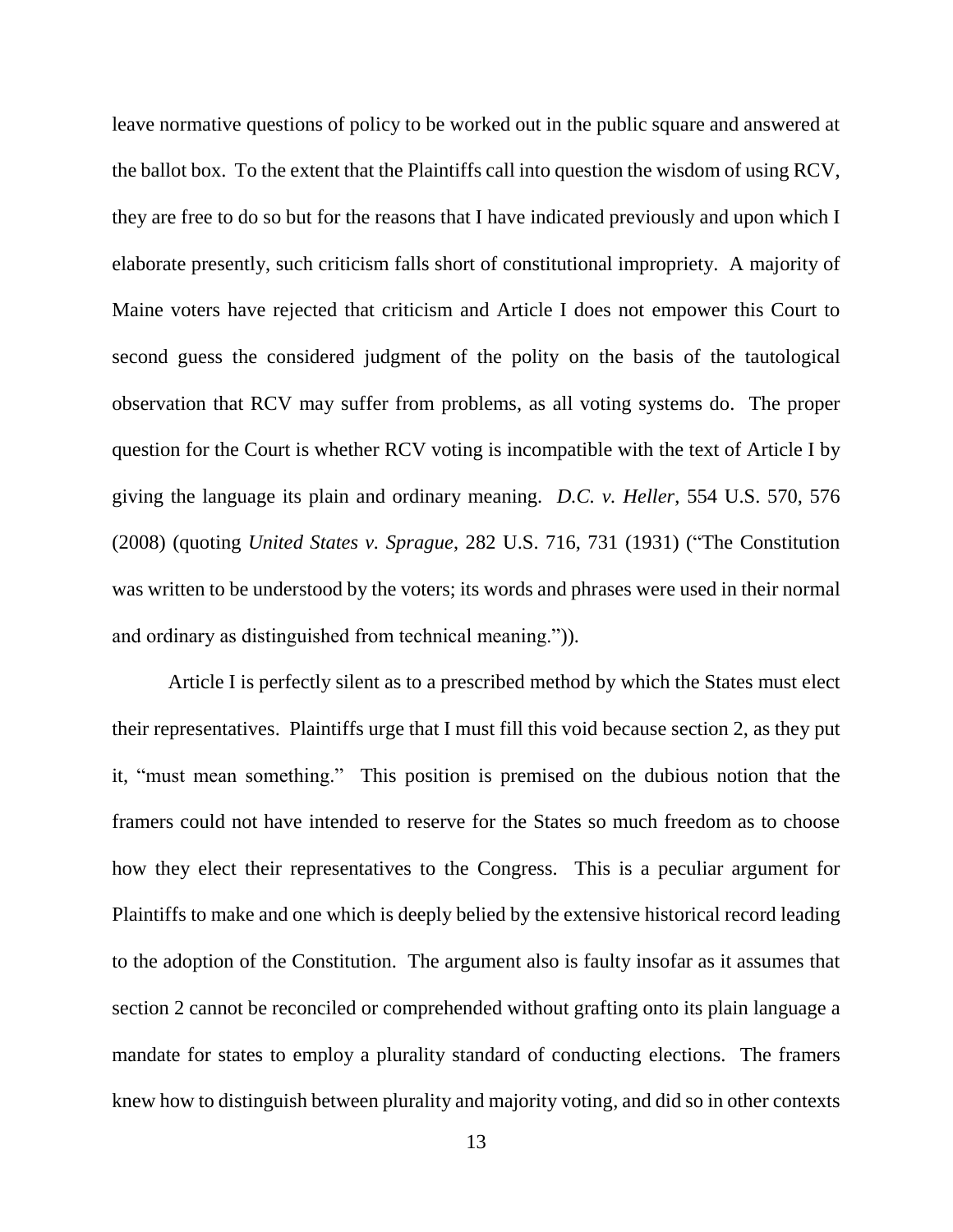leave normative questions of policy to be worked out in the public square and answered at the ballot box. To the extent that the Plaintiffs call into question the wisdom of using RCV, they are free to do so but for the reasons that I have indicated previously and upon which I elaborate presently, such criticism falls short of constitutional impropriety. A majority of Maine voters have rejected that criticism and Article I does not empower this Court to second guess the considered judgment of the polity on the basis of the tautological observation that RCV may suffer from problems, as all voting systems do. The proper question for the Court is whether RCV voting is incompatible with the text of Article I by giving the language its plain and ordinary meaning. *D.C. v. Heller*, 554 U.S. 570, 576 (2008) (quoting *United States v. Sprague*, 282 U.S. 716, 731 (1931) ("The Constitution was written to be understood by the voters; its words and phrases were used in their normal and ordinary as distinguished from technical meaning.")).

Article I is perfectly silent as to a prescribed method by which the States must elect their representatives. Plaintiffs urge that I must fill this void because section 2, as they put it, "must mean something." This position is premised on the dubious notion that the framers could not have intended to reserve for the States so much freedom as to choose how they elect their representatives to the Congress. This is a peculiar argument for Plaintiffs to make and one which is deeply belied by the extensive historical record leading to the adoption of the Constitution. The argument also is faulty insofar as it assumes that section 2 cannot be reconciled or comprehended without grafting onto its plain language a mandate for states to employ a plurality standard of conducting elections. The framers knew how to distinguish between plurality and majority voting, and did so in other contexts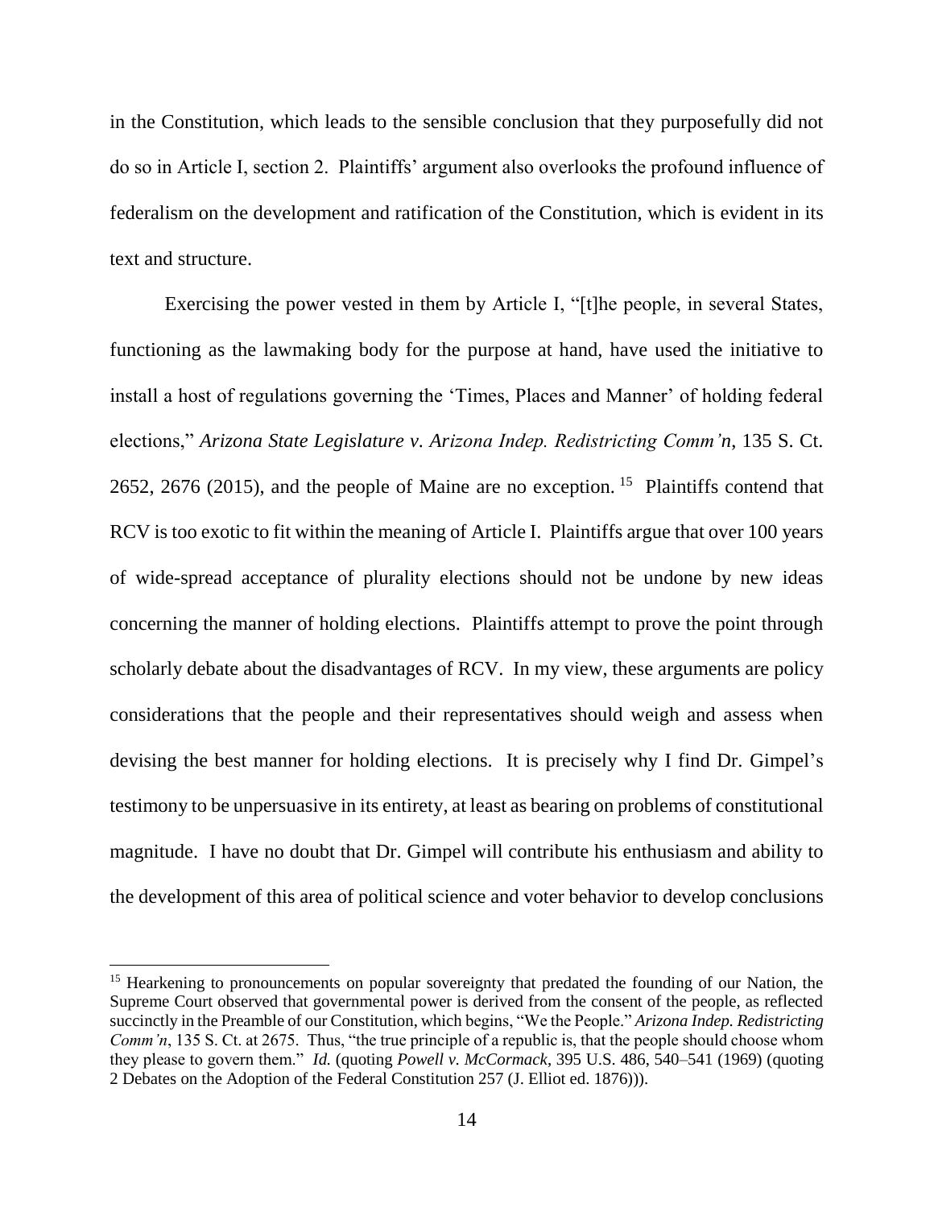in the Constitution, which leads to the sensible conclusion that they purposefully did not do so in Article I, section 2. Plaintiffs' argument also overlooks the profound influence of federalism on the development and ratification of the Constitution, which is evident in its text and structure.

Exercising the power vested in them by Article I, "[t]he people, in several States, functioning as the lawmaking body for the purpose at hand, have used the initiative to install a host of regulations governing the 'Times, Places and Manner' of holding federal elections," *Arizona State Legislature v. Arizona Indep. Redistricting Comm'n*, 135 S. Ct. 2652, 2676 (2015), and the people of Maine are no exception.[15] Plaintiffs contend that RCV is too exotic to fit within the meaning of Article I. Plaintiffs argue that over 100 years of wide-spread acceptance of plurality elections should not be undone by new ideas concerning the manner of holding elections. Plaintiffs attempt to prove the point through scholarly debate about the disadvantages of RCV. In my view, these arguments are policy considerations that the people and their representatives should weigh and assess when devising the best manner for holding elections. It is precisely why I find Dr. Gimpel's testimony to be unpersuasive in its entirety, at least as bearing on problems of constitutional magnitude. I have no doubt that Dr. Gimpel will contribute his enthusiasm and ability to the development of this area of political science and voter behavior to develop conclusions

[15] Hearkening to pronouncements on popular sovereignty that predated the founding of our Nation, the Supreme Court observed that governmental power is derived from the consent of the people, as reflected succinctly in the Preamble of our Constitution, which begins, "We the People." *Arizona Indep. Redistricting Comm'n*, 135 S. Ct. at 2675. Thus, "the true principle of a republic is, that the people should choose whom they please to govern them." *Id.* (quoting *Powell v. McCormack*, 395 U.S. 486, 540–541 (1969) (quoting 2 Debates on the Adoption of the Federal Constitution 257 (J. Elliot ed. 1876))).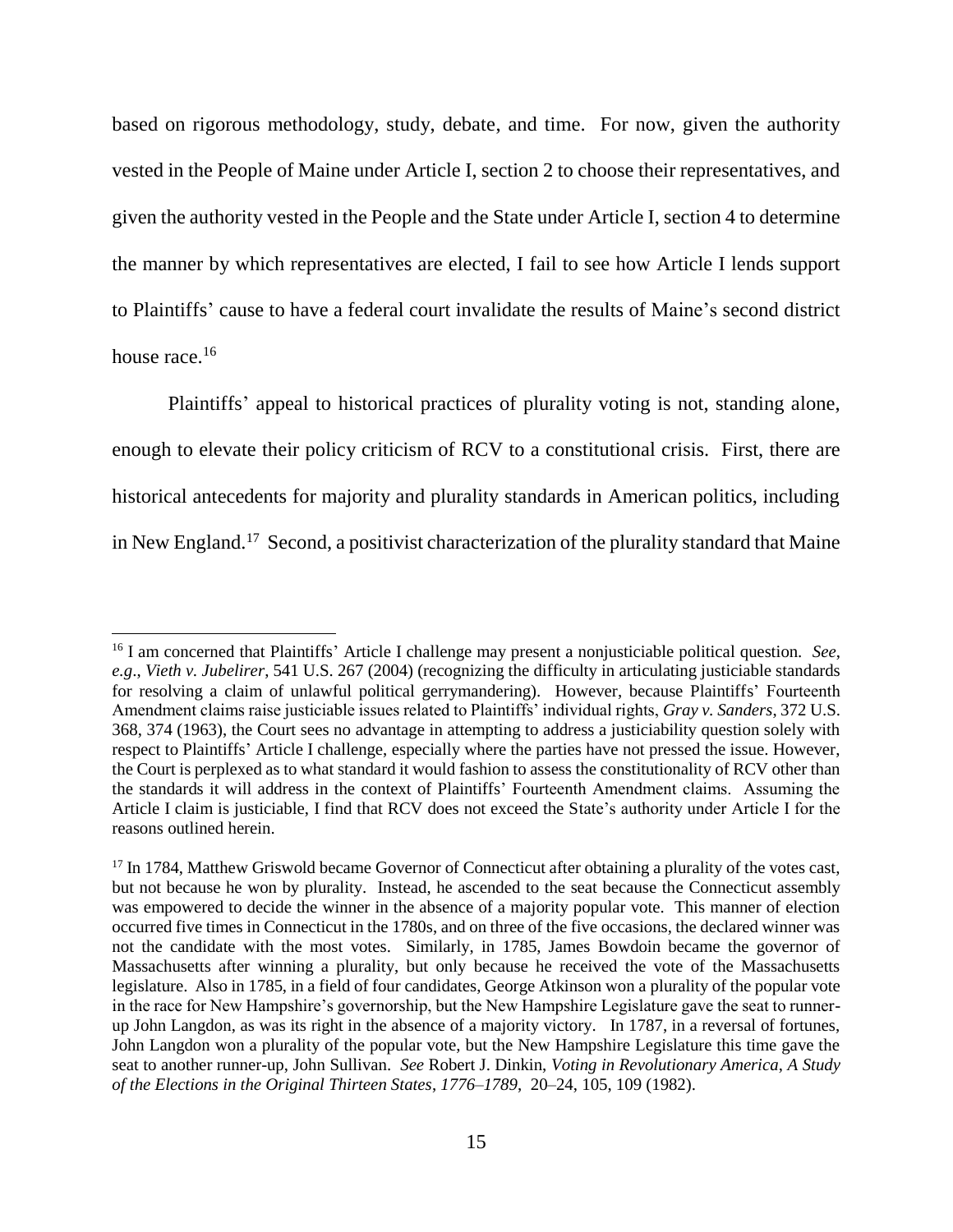based on rigorous methodology, study, debate, and time. For now, given the authority vested in the People of Maine under Article I, section 2 to choose their representatives, and given the authority vested in the People and the State under Article I, section 4 to determine the manner by which representatives are elected, I fail to see how Article I lends support to Plaintiffs' cause to have a federal court invalidate the results of Maine's second district house race.[16]

Plaintiffs' appeal to historical practices of plurality voting is not, standing alone, enough to elevate their policy criticism of RCV to a constitutional crisis. First, there are historical antecedents for majority and plurality standards in American politics, including in New England.[17] Second, a positivist characterization of the plurality standard that Maine

---

[16] I am concerned that Plaintiffs' Article I challenge may present a nonjusticiable political question. *See*, *e.g*., *Vieth v. Jubelirer*, 541 U.S. 267 (2004) (recognizing the difficulty in articulating justiciable standards for resolving a claim of unlawful political gerrymandering). However, because Plaintiffs' Fourteenth Amendment claims raise justiciable issues related to Plaintiffs' individual rights, *Gray v. Sanders*, 372 U.S. 368, 374 (1963), the Court sees no advantage in attempting to address a justiciability question solely with respect to Plaintiffs' Article I challenge, especially where the parties have not pressed the issue. However, the Court is perplexed as to what standard it would fashion to assess the constitutionality of RCV other than the standards it will address in the context of Plaintiffs' Fourteenth Amendment claims. Assuming the Article I claim is justiciable, I find that RCV does not exceed the State's authority under Article I for the reasons outlined herein.

[17] In 1784, Matthew Griswold became Governor of Connecticut after obtaining a plurality of the votes cast, but not because he won by plurality. Instead, he ascended to the seat because the Connecticut assembly was empowered to decide the winner in the absence of a majority popular vote. This manner of election occurred five times in Connecticut in the 1780s, and on three of the five occasions, the declared winner was not the candidate with the most votes. Similarly, in 1785, James Bowdoin became the governor of Massachusetts after winning a plurality, but only because he received the vote of the Massachusetts legislature. Also in 1785, in a field of four candidates, George Atkinson won a plurality of the popular vote in the race for New Hampshire's governorship, but the New Hampshire Legislature gave the seat to runner-up John Langdon, as was its right in the absence of a majority victory. In 1787, in a reversal of fortunes, John Langdon won a plurality of the popular vote, but the New Hampshire Legislature this time gave the seat to another runner-up, John Sullivan. *See* Robert J. Dinkin, *Voting in Revolutionary America*, *A Study of the Elections in the Original Thirteen States*, *1776–1789*, 20–24, 105, 109 (1982).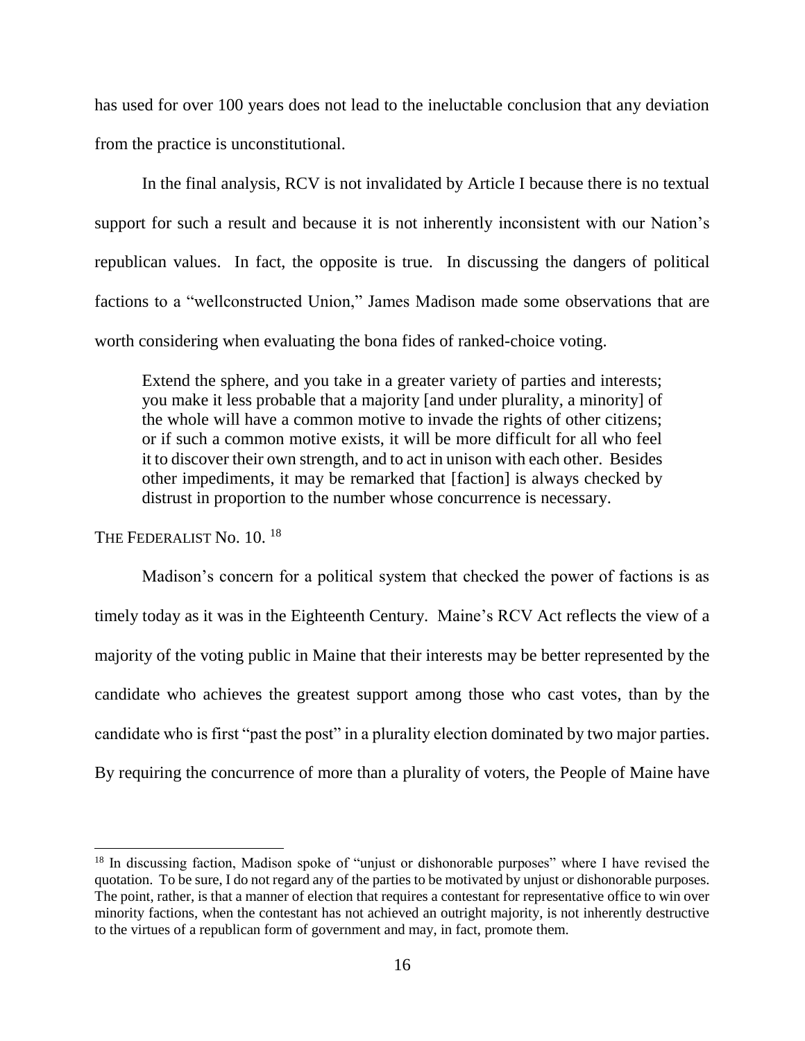has used for over 100 years does not lead to the ineluctable conclusion that any deviation from the practice is unconstitutional.

In the final analysis, RCV is not invalidated by Article I because there is no textual support for such a result and because it is not inherently inconsistent with our Nation's republican values. In fact, the opposite is true. In discussing the dangers of political factions to a "wellconstructed Union," James Madison made some observations that are worth considering when evaluating the bona fides of ranked-choice voting.

> Extend the sphere, and you take in a greater variety of parties and interests; you make it less probable that a majority [and under plurality, a minority] of the whole will have a common motive to invade the rights of other citizens; or if such a common motive exists, it will be more difficult for all who feel it to discover their own strength, and to act in unison with each other. Besides other impediments, it may be remarked that [faction] is always checked by distrust in proportion to the number whose concurrence is necessary.

THE FEDERALIST No. 10. [18]

Madison's concern for a political system that checked the power of factions is as timely today as it was in the Eighteenth Century. Maine's RCV Act reflects the view of a majority of the voting public in Maine that their interests may be better represented by the candidate who achieves the greatest support among those who cast votes, than by the candidate who is first "past the post" in a plurality election dominated by two major parties. By requiring the concurrence of more than a plurality of voters, the People of Maine have

[18] In discussing faction, Madison spoke of "unjust or dishonorable purposes" where I have revised the quotation. To be sure, I do not regard any of the parties to be motivated by unjust or dishonorable purposes. The point, rather, is that a manner of election that requires a contestant for representative office to win over minority factions, when the contestant has not achieved an outright majority, is not inherently destructive to the virtues of a republican form of government and may, in fact, promote them.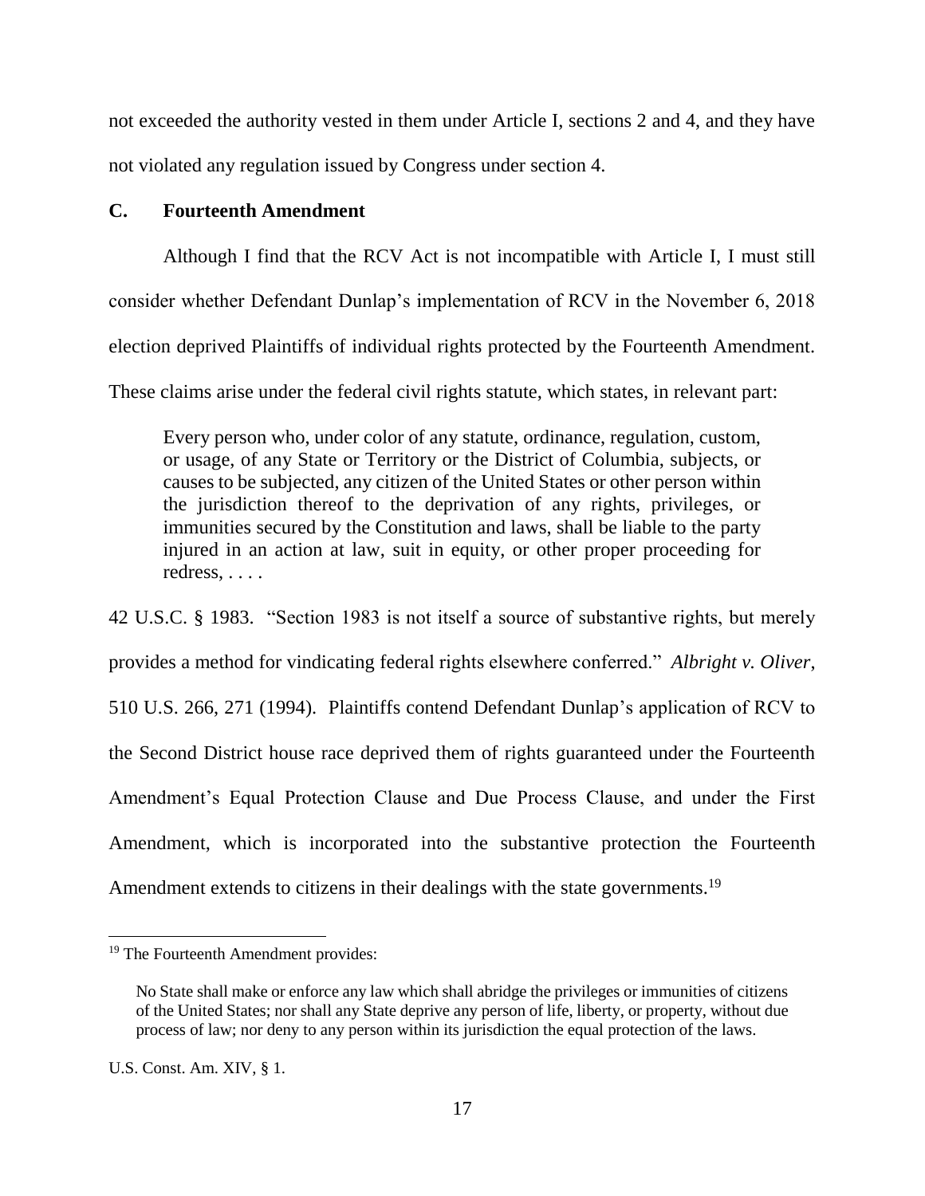not exceeded the authority vested in them under Article I, sections 2 and 4, and they have not violated any regulation issued by Congress under section 4.

### C. Fourteenth Amendment

Although I find that the RCV Act is not incompatible with Article I, I must still consider whether Defendant Dunlap's implementation of RCV in the November 6, 2018 election deprived Plaintiffs of individual rights protected by the Fourteenth Amendment. These claims arise under the federal civil rights statute, which states, in relevant part:

> Every person who, under color of any statute, ordinance, regulation, custom, or usage, of any State or Territory or the District of Columbia, subjects, or causes to be subjected, any citizen of the United States or other person within the jurisdiction thereof to the deprivation of any rights, privileges, or immunities secured by the Constitution and laws, shall be liable to the party injured in an action at law, suit in equity, or other proper proceeding for redress, . . . .

42 U.S.C. § 1983. "Section 1983 is not itself a source of substantive rights, but merely provides a method for vindicating federal rights elsewhere conferred." *Albright v. Oliver*, 510 U.S. 266, 271 (1994). Plaintiffs contend Defendant Dunlap's application of RCV to the Second District house race deprived them of rights guaranteed under the Fourteenth Amendment's Equal Protection Clause and Due Process Clause, and under the First Amendment, which is incorporated into the substantive protection the Fourteenth Amendment extends to citizens in their dealings with the state governments.[19]

---

[19] The Fourteenth Amendment provides:

> No State shall make or enforce any law which shall abridge the privileges or immunities of citizens of the United States; nor shall any State deprive any person of life, liberty, or property, without due process of law; nor deny to any person within its jurisdiction the equal protection of the laws.

U.S. Const. Am. XIV, § 1.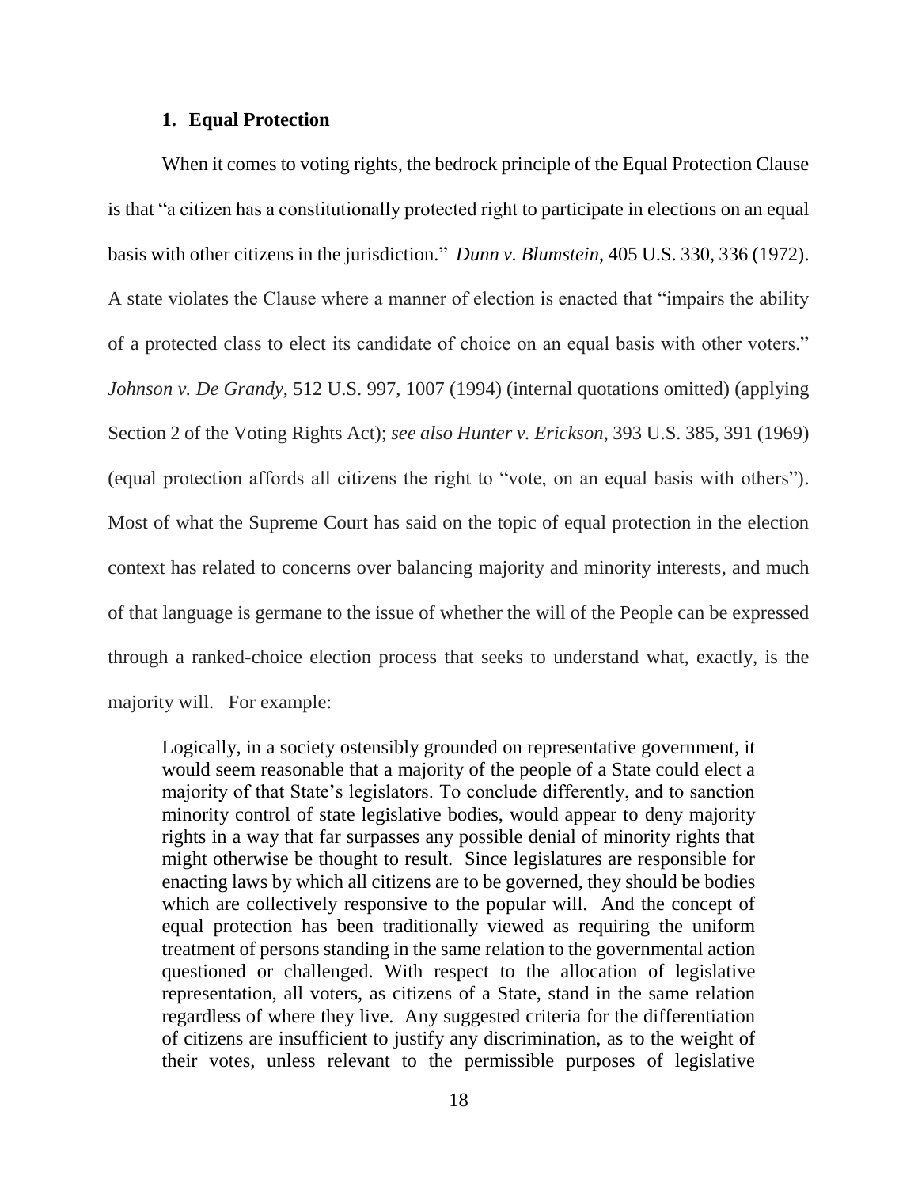### 1. Equal Protection

When it comes to voting rights, the bedrock principle of the Equal Protection Clause is that "a citizen has a constitutionally protected right to participate in elections on an equal basis with other citizens in the jurisdiction." *Dunn v. Blumstein*, 405 U.S. 330, 336 (1972). A state violates the Clause where a manner of election is enacted that "impairs the ability of a protected class to elect its candidate of choice on an equal basis with other voters." *Johnson v. De Grandy*, 512 U.S. 997, 1007 (1994) (internal quotations omitted) (applying Section 2 of the Voting Rights Act); *see also Hunter v. Erickson*, 393 U.S. 385, 391 (1969) (equal protection affords all citizens the right to "vote, on an equal basis with others"). Most of what the Supreme Court has said on the topic of equal protection in the election context has related to concerns over balancing majority and minority interests, and much of that language is germane to the issue of whether the will of the People can be expressed through a ranked-choice election process that seeks to understand what, exactly, is the majority will. For example:

> Logically, in a society ostensibly grounded on representative government, it would seem reasonable that a majority of the people of a State could elect a majority of that State's legislators. To conclude differently, and to sanction minority control of state legislative bodies, would appear to deny majority rights in a way that far surpasses any possible denial of minority rights that might otherwise be thought to result. Since legislatures are responsible for enacting laws by which all citizens are to be governed, they should be bodies which are collectively responsive to the popular will. And the concept of equal protection has been traditionally viewed as requiring the uniform treatment of persons standing in the same relation to the governmental action questioned or challenged. With respect to the allocation of legislative representation, all voters, as citizens of a State, stand in the same relation regardless of where they live. Any suggested criteria for the differentiation of citizens are insufficient to justify any discrimination, as to the weight of their votes, unless relevant to the permissible purposes of legislative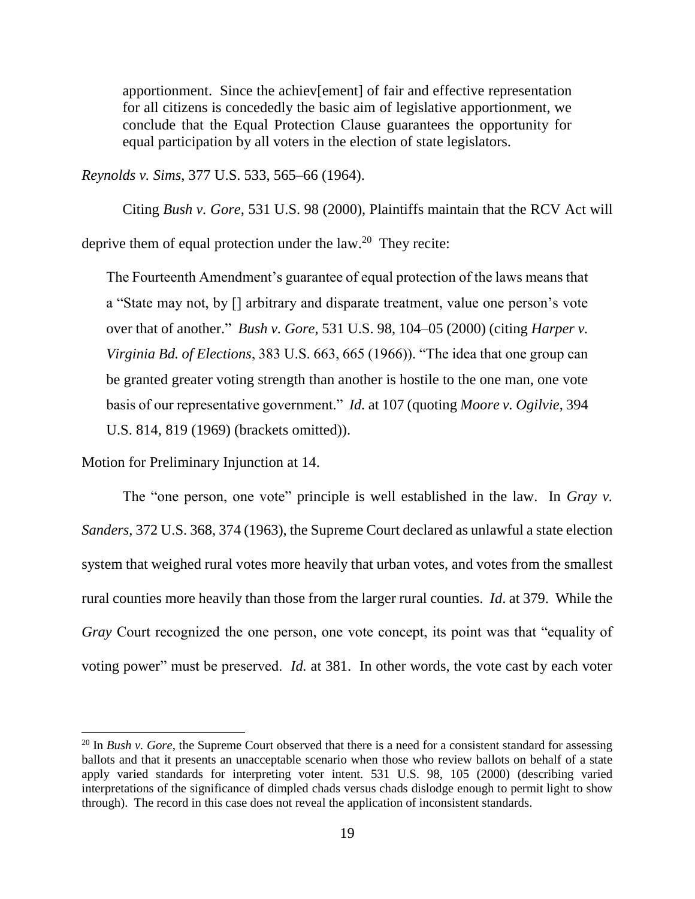> apportionment. Since the achiev[ement] of fair and effective representation for all citizens is concededly the basic aim of legislative apportionment, we conclude that the Equal Protection Clause guarantees the opportunity for equal participation by all voters in the election of state legislators.

*Reynolds v. Sims*, 377 U.S. 533, 565–66 (1964).

Citing *Bush v. Gore*, 531 U.S. 98 (2000), Plaintiffs maintain that the RCV Act will deprive them of equal protection under the law.[20] They recite:

> The Fourteenth Amendment's guarantee of equal protection of the laws means that a "State may not, by [] arbitrary and disparate treatment, value one person's vote over that of another." *Bush v. Gore*, 531 U.S. 98, 104–05 (2000) (citing *Harper v. Virginia Bd. of Elections*, 383 U.S. 663, 665 (1966)). "The idea that one group can be granted greater voting strength than another is hostile to the one man, one vote basis of our representative government." *Id.* at 107 (quoting *Moore v. Ogilvie*, 394 U.S. 814, 819 (1969) (brackets omitted)).

Motion for Preliminary Injunction at 14.

The "one person, one vote" principle is well established in the law. In *Gray v. Sanders*, 372 U.S. 368, 374 (1963), the Supreme Court declared as unlawful a state election system that weighed rural votes more heavily that urban votes, and votes from the smallest rural counties more heavily than those from the larger rural counties. *Id*. at 379. While the *Gray* Court recognized the one person, one vote concept, its point was that "equality of voting power" must be preserved. *Id.* at 381. In other words, the vote cast by each voter

---

[20] In *Bush v. Gore*, the Supreme Court observed that there is a need for a consistent standard for assessing ballots and that it presents an unacceptable scenario when those who review ballots on behalf of a state apply varied standards for interpreting voter intent. 531 U.S. 98, 105 (2000) (describing varied interpretations of the significance of dimpled chads versus chads dislodge enough to permit light to show through). The record in this case does not reveal the application of inconsistent standards.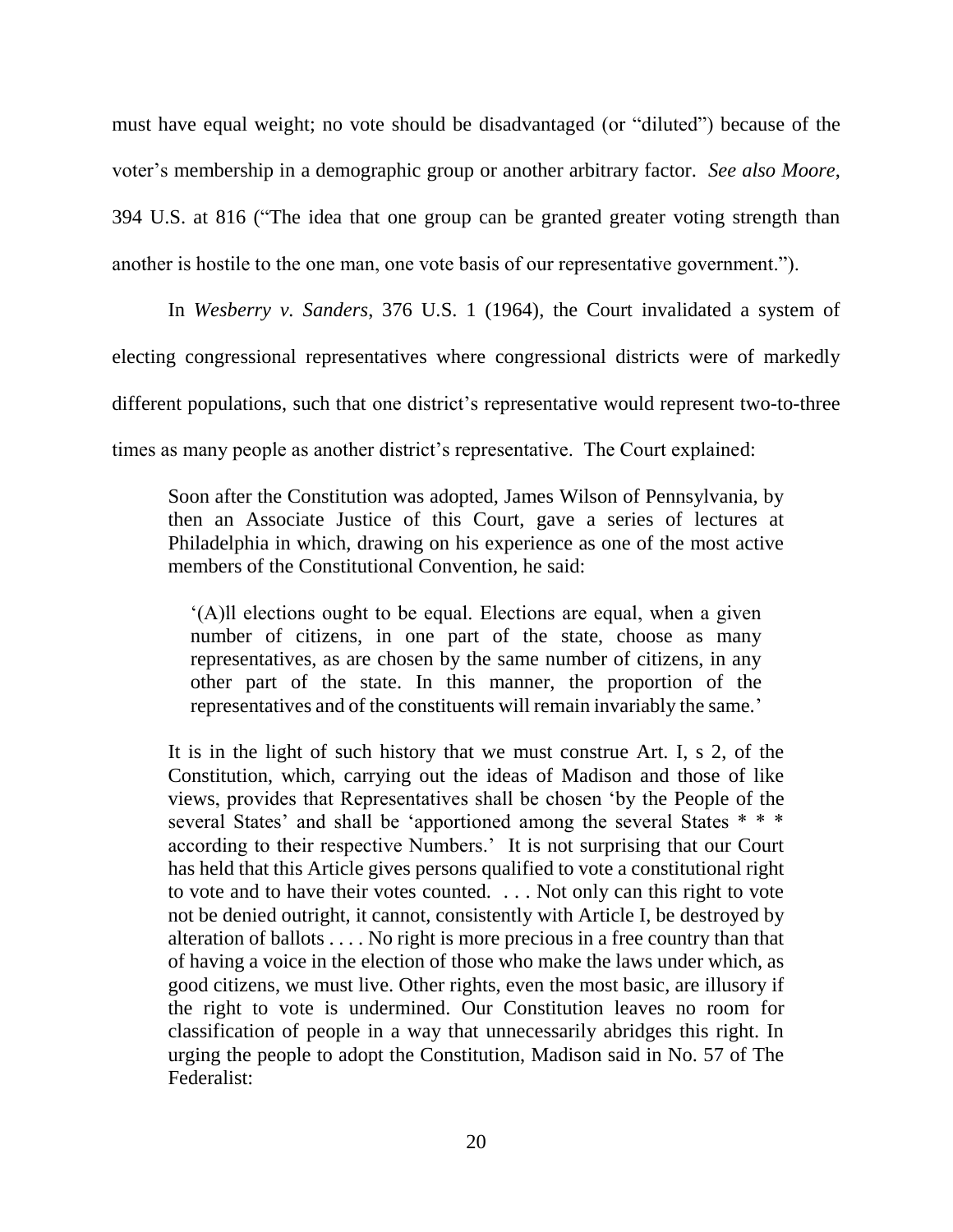must have equal weight; no vote should be disadvantaged (or "diluted") because of the voter's membership in a demographic group or another arbitrary factor. *See also Moore*, 394 U.S. at 816 ("The idea that one group can be granted greater voting strength than another is hostile to the one man, one vote basis of our representative government.").

In *Wesberry v. Sanders*, 376 U.S. 1 (1964), the Court invalidated a system of electing congressional representatives where congressional districts were of markedly different populations, such that one district's representative would represent two-to-three times as many people as another district's representative. The Court explained:

> Soon after the Constitution was adopted, James Wilson of Pennsylvania, by then an Associate Justice of this Court, gave a series of lectures at Philadelphia in which, drawing on his experience as one of the most active members of the Constitutional Convention, he said:
>
> > '(A)ll elections ought to be equal. Elections are equal, when a given number of citizens, in one part of the state, choose as many representatives, as are chosen by the same number of citizens, in any other part of the state. In this manner, the proportion of the representatives and of the constituents will remain invariably the same.'
>
> It is in the light of such history that we must construe Art. I, s 2, of the Constitution, which, carrying out the ideas of Madison and those of like views, provides that Representatives shall be chosen 'by the People of the several States' and shall be 'apportioned among the several States * * * according to their respective Numbers.' It is not surprising that our Court has held that this Article gives persons qualified to vote a constitutional right to vote and to have their votes counted. . . . Not only can this right to vote not be denied outright, it cannot, consistently with Article I, be destroyed by alteration of ballots . . . . No right is more precious in a free country than that of having a voice in the election of those who make the laws under which, as good citizens, we must live. Other rights, even the most basic, are illusory if the right to vote is undermined. Our Constitution leaves no room for classification of people in a way that unnecessarily abridges this right. In urging the people to adopt the Constitution, Madison said in No. 57 of The Federalist: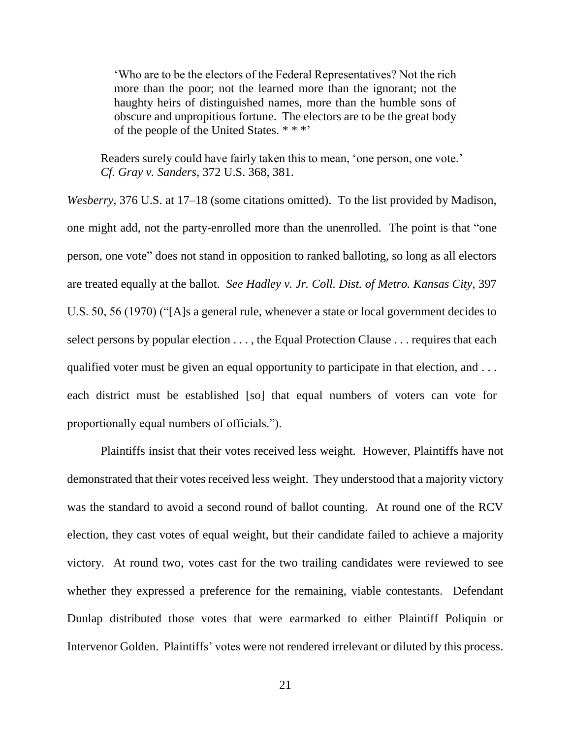> 'Who are to be the electors of the Federal Representatives? Not the rich more than the poor; not the learned more than the ignorant; not the haughty heirs of distinguished names, more than the humble sons of obscure and unpropitious fortune. The electors are to be the great body of the people of the United States. * * *'
>
> Readers surely could have fairly taken this to mean, 'one person, one vote.' *Cf. Gray v. Sanders*, 372 U.S. 368, 381.

*Wesberry*, 376 U.S. at 17–18 (some citations omitted). To the list provided by Madison, one might add, not the party-enrolled more than the unenrolled. The point is that "one person, one vote" does not stand in opposition to ranked balloting, so long as all electors are treated equally at the ballot. *See Hadley v. Jr. Coll. Dist. of Metro. Kansas City*, 397 U.S. 50, 56 (1970) ("[A]s a general rule, whenever a state or local government decides to select persons by popular election . . . , the Equal Protection Clause . . . requires that each qualified voter must be given an equal opportunity to participate in that election, and . . . each district must be established [so] that equal numbers of voters can vote for proportionally equal numbers of officials.").

Plaintiffs insist that their votes received less weight. However, Plaintiffs have not demonstrated that their votes received less weight. They understood that a majority victory was the standard to avoid a second round of ballot counting. At round one of the RCV election, they cast votes of equal weight, but their candidate failed to achieve a majority victory. At round two, votes cast for the two trailing candidates were reviewed to see whether they expressed a preference for the remaining, viable contestants. Defendant Dunlap distributed those votes that were earmarked to either Plaintiff Poliquin or Intervenor Golden. Plaintiffs' votes were not rendered irrelevant or diluted by this process.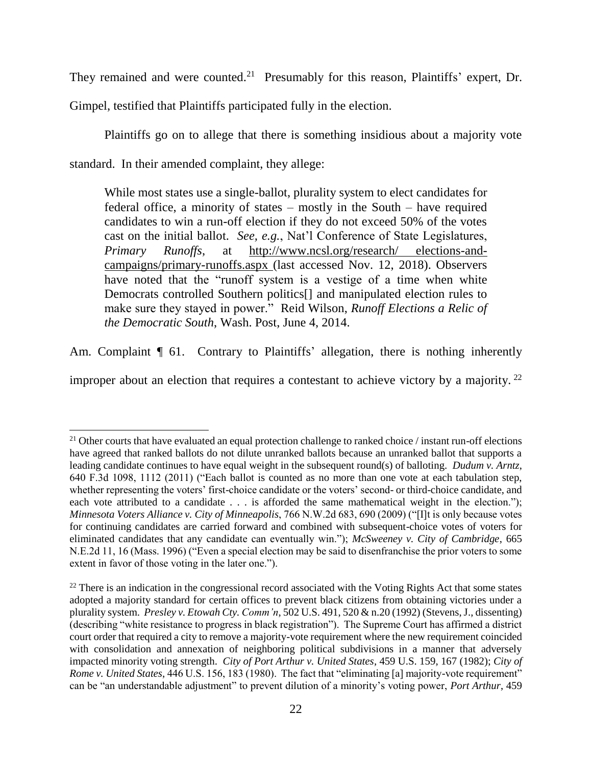They remained and were counted.[21] Presumably for this reason, Plaintiffs' expert, Dr. Gimpel, testified that Plaintiffs participated fully in the election.

Plaintiffs go on to allege that there is something insidious about a majority vote standard. In their amended complaint, they allege:

> While most states use a single-ballot, plurality system to elect candidates for federal office, a minority of states – mostly in the South – have required candidates to win a run-off election if they do not exceed 50% of the votes cast on the initial ballot. *See, e.g.*, Nat'l Conference of State Legislatures, *Primary Runoffs*, at http://www.ncsl.org/research/ elections-and-campaigns/primary-runoffs.aspx (last accessed Nov. 12, 2018). Observers have noted that the "runoff system is a vestige of a time when white Democrats controlled Southern politics[] and manipulated election rules to make sure they stayed in power." Reid Wilson, *Runoff Elections a Relic of the Democratic South*, Wash. Post, June 4, 2014.

Am. Complaint ¶ 61. Contrary to Plaintiffs' allegation, there is nothing inherently improper about an election that requires a contestant to achieve victory by a majority.[22]

---

[21] Other courts that have evaluated an equal protection challenge to ranked choice / instant run-off elections have agreed that ranked ballots do not dilute unranked ballots because an unranked ballot that supports a leading candidate continues to have equal weight in the subsequent round(s) of balloting. *Dudum v. Arntz*, 640 F.3d 1098, 1112 (2011) ("Each ballot is counted as no more than one vote at each tabulation step, whether representing the voters' first-choice candidate or the voters' second- or third-choice candidate, and each vote attributed to a candidate . . . is afforded the same mathematical weight in the election."); *Minnesota Voters Alliance v. City of Minneapolis*, 766 N.W.2d 683, 690 (2009) ("[I]t is only because votes for continuing candidates are carried forward and combined with subsequent-choice votes of voters for eliminated candidates that any candidate can eventually win."); *McSweeney v. City of Cambridge*, 665 N.E.2d 11, 16 (Mass. 1996) ("Even a special election may be said to disenfranchise the prior voters to some extent in favor of those voting in the later one.").

[22] There is an indication in the congressional record associated with the Voting Rights Act that some states adopted a majority standard for certain offices to prevent black citizens from obtaining victories under a plurality system. *Presley v. Etowah Cty. Comm'n*, 502 U.S. 491, 520 & n.20 (1992) (Stevens, J., dissenting) (describing "white resistance to progress in black registration"). The Supreme Court has affirmed a district court order that required a city to remove a majority-vote requirement where the new requirement coincided with consolidation and annexation of neighboring political subdivisions in a manner that adversely impacted minority voting strength. *City of Port Arthur v. United States*, 459 U.S. 159, 167 (1982); *City of Rome v. United States*, 446 U.S. 156, 183 (1980). The fact that "eliminating [a] majority-vote requirement" can be "an understandable adjustment" to prevent dilution of a minority's voting power, *Port Arthur*, 459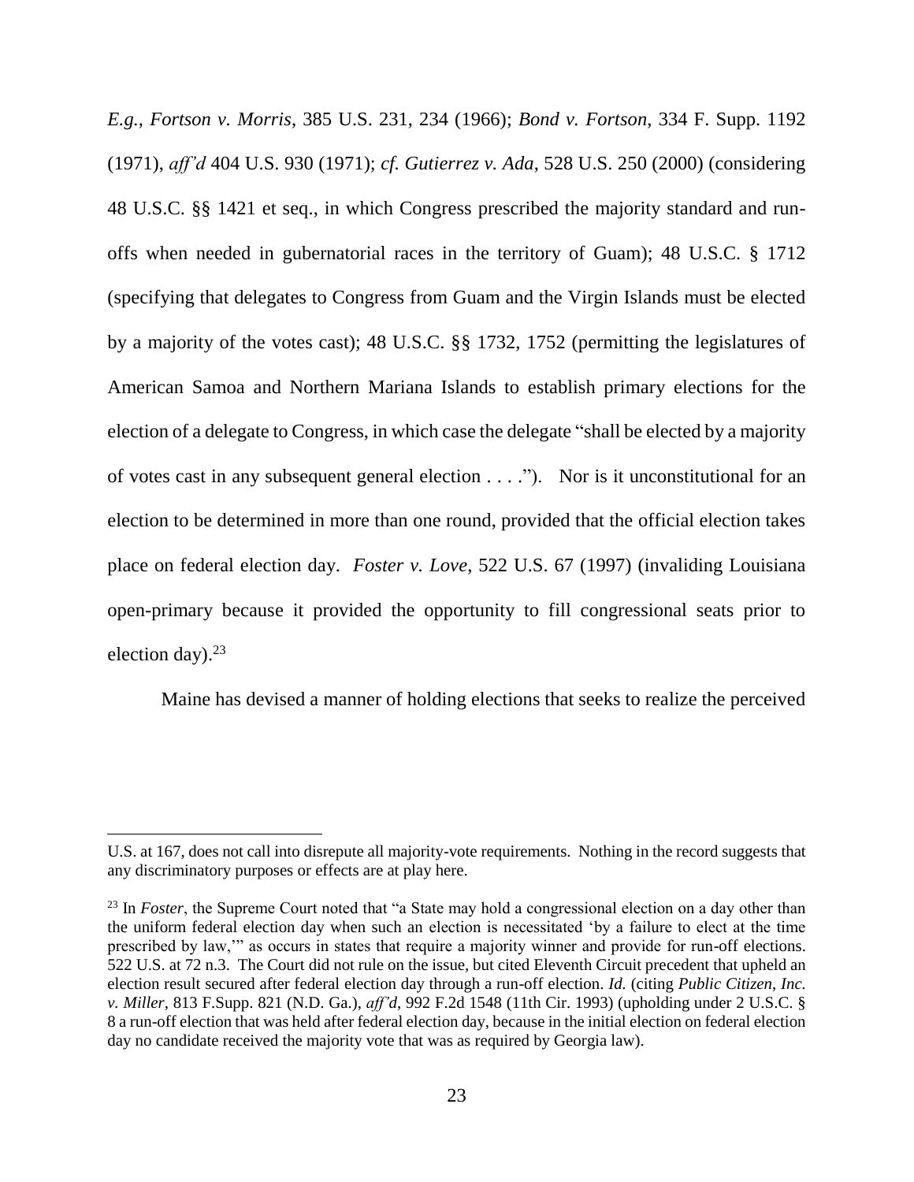*E.g.*, *Fortson v. Morris*, 385 U.S. 231, 234 (1966); *Bond v. Fortson*, 334 F. Supp. 1192 (1971), *aff'd* 404 U.S. 930 (1971); *cf. Gutierrez v. Ada*, 528 U.S. 250 (2000) (considering 48 U.S.C. §§ 1421 et seq., in which Congress prescribed the majority standard and run-offs when needed in gubernatorial races in the territory of Guam); 48 U.S.C. § 1712 (specifying that delegates to Congress from Guam and the Virgin Islands must be elected by a majority of the votes cast); 48 U.S.C. §§ 1732, 1752 (permitting the legislatures of American Samoa and Northern Mariana Islands to establish primary elections for the election of a delegate to Congress, in which case the delegate "shall be elected by a majority of votes cast in any subsequent general election . . . ."). Nor is it unconstitutional for an election to be determined in more than one round, provided that the official election takes place on federal election day. *Foster v. Love*, 522 U.S. 67 (1997) (invaliding Louisiana open-primary because it provided the opportunity to fill congressional seats prior to election day).[23]

Maine has devised a manner of holding elections that seeks to realize the perceived

---

U.S. at 167, does not call into disrepute all majority-vote requirements. Nothing in the record suggests that any discriminatory purposes or effects are at play here.

[23] In *Foster*, the Supreme Court noted that "a State may hold a congressional election on a day other than the uniform federal election day when such an election is necessitated 'by a failure to elect at the time prescribed by law,'" as occurs in states that require a majority winner and provide for run-off elections. 522 U.S. at 72 n.3. The Court did not rule on the issue, but cited Eleventh Circuit precedent that upheld an election result secured after federal election day through a run-off election. *Id.* (citing *Public Citizen, Inc. v. Miller*, 813 F.Supp. 821 (N.D. Ga.), *aff'd*, 992 F.2d 1548 (11th Cir. 1993) (upholding under 2 U.S.C. § 8 a run-off election that was held after federal election day, because in the initial election on federal election day no candidate received the majority vote that was as required by Georgia law).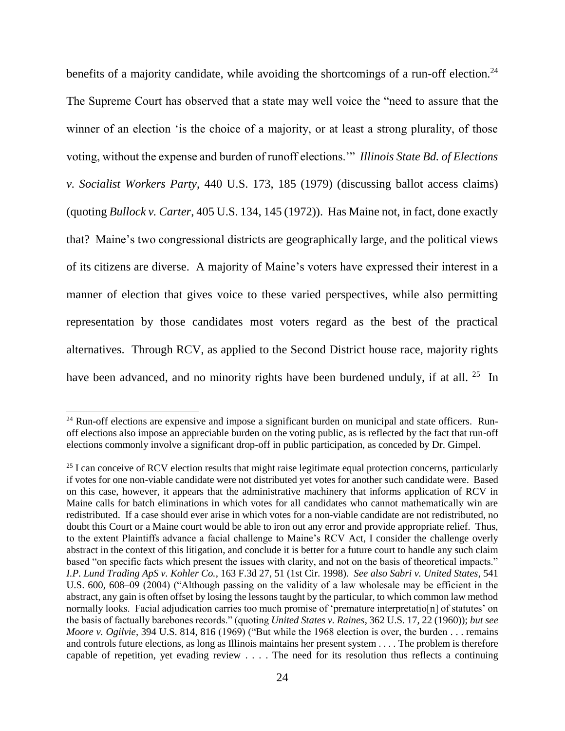benefits of a majority candidate, while avoiding the shortcomings of a run-off election.[24] The Supreme Court has observed that a state may well voice the "need to assure that the winner of an election 'is the choice of a majority, or at least a strong plurality, of those voting, without the expense and burden of runoff elections.'" *Illinois State Bd. of Elections v. Socialist Workers Party*, 440 U.S. 173, 185 (1979) (discussing ballot access claims) (quoting *Bullock v. Carter*, 405 U.S. 134, 145 (1972)). Has Maine not, in fact, done exactly that? Maine's two congressional districts are geographically large, and the political views of its citizens are diverse. A majority of Maine's voters have expressed their interest in a manner of election that gives voice to these varied perspectives, while also permitting representation by those candidates most voters regard as the best of the practical alternatives. Through RCV, as applied to the Second District house race, majority rights have been advanced, and no minority rights have been burdened unduly, if at all. [25] In

---

[24] Run-off elections are expensive and impose a significant burden on municipal and state officers. Run-off elections also impose an appreciable burden on the voting public, as is reflected by the fact that run-off elections commonly involve a significant drop-off in public participation, as conceded by Dr. Gimpel.

[25] I can conceive of RCV election results that might raise legitimate equal protection concerns, particularly if votes for one non-viable candidate were not distributed yet votes for another such candidate were. Based on this case, however, it appears that the administrative machinery that informs application of RCV in Maine calls for batch eliminations in which votes for all candidates who cannot mathematically win are redistributed. If a case should ever arise in which votes for a non-viable candidate are not redistributed, no doubt this Court or a Maine court would be able to iron out any error and provide appropriate relief. Thus, to the extent Plaintiffs advance a facial challenge to Maine's RCV Act, I consider the challenge overly abstract in the context of this litigation, and conclude it is better for a future court to handle any such claim based "on specific facts which present the issues with clarity, and not on the basis of theoretical impacts." *I.P. Lund Trading ApS v. Kohler Co.*, 163 F.3d 27, 51 (1st Cir. 1998). *See also Sabri v. United States*, 541 U.S. 600, 608–09 (2004) ("Although passing on the validity of a law wholesale may be efficient in the abstract, any gain is often offset by losing the lessons taught by the particular, to which common law method normally looks. Facial adjudication carries too much promise of 'premature interpretatio[n] of statutes' on the basis of factually barebones records." (quoting *United States v. Raines*, 362 U.S. 17, 22 (1960)); *but see Moore v. Ogilvie*, 394 U.S. 814, 816 (1969) ("But while the 1968 election is over, the burden . . . remains and controls future elections, as long as Illinois maintains her present system . . . . The problem is therefore capable of repetition, yet evading review . . . . The need for its resolution thus reflects a continuing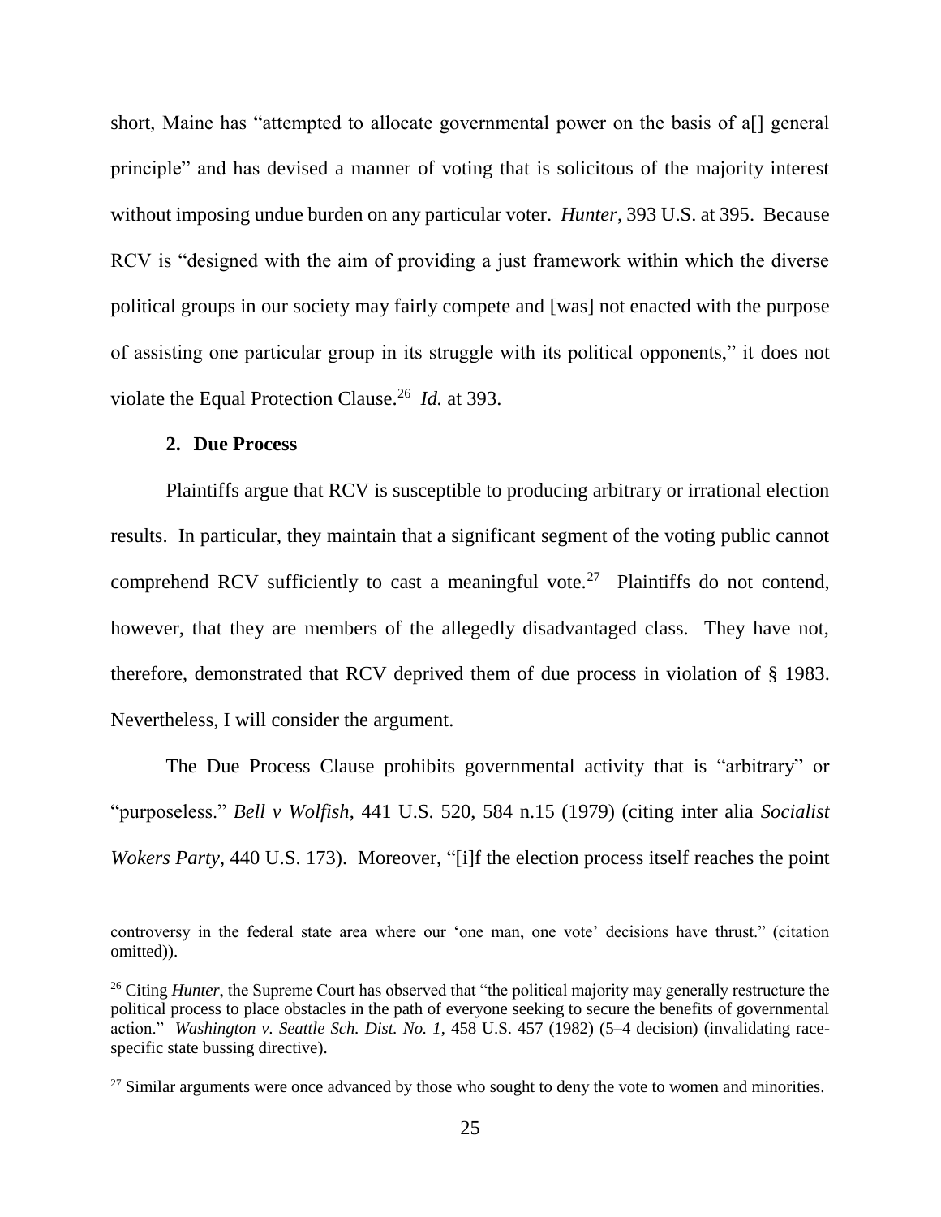short, Maine has "attempted to allocate governmental power on the basis of a[] general principle" and has devised a manner of voting that is solicitous of the majority interest without imposing undue burden on any particular voter. *Hunter*, 393 U.S. at 395. Because RCV is "designed with the aim of providing a just framework within which the diverse political groups in our society may fairly compete and [was] not enacted with the purpose of assisting one particular group in its struggle with its political opponents," it does not violate the Equal Protection Clause.[26] *Id.* at 393.

### 2. Due Process

Plaintiffs argue that RCV is susceptible to producing arbitrary or irrational election results. In particular, they maintain that a significant segment of the voting public cannot comprehend RCV sufficiently to cast a meaningful vote.[27] Plaintiffs do not contend, however, that they are members of the allegedly disadvantaged class. They have not, therefore, demonstrated that RCV deprived them of due process in violation of § 1983. Nevertheless, I will consider the argument.

The Due Process Clause prohibits governmental activity that is "arbitrary" or "purposeless." *Bell v Wolfish*, 441 U.S. 520, 584 n.15 (1979) (citing inter alia *Socialist Wokers Party*, 440 U.S. 173). Moreover, "[i]f the election process itself reaches the point

---

controversy in the federal state area where our 'one man, one vote' decisions have thrust." (citation omitted)).

[26] Citing *Hunter*, the Supreme Court has observed that "the political majority may generally restructure the political process to place obstacles in the path of everyone seeking to secure the benefits of governmental action." *Washington v. Seattle Sch. Dist. No. 1*, 458 U.S. 457 (1982) (5–4 decision) (invalidating race-specific state bussing directive).

[27] Similar arguments were once advanced by those who sought to deny the vote to women and minorities.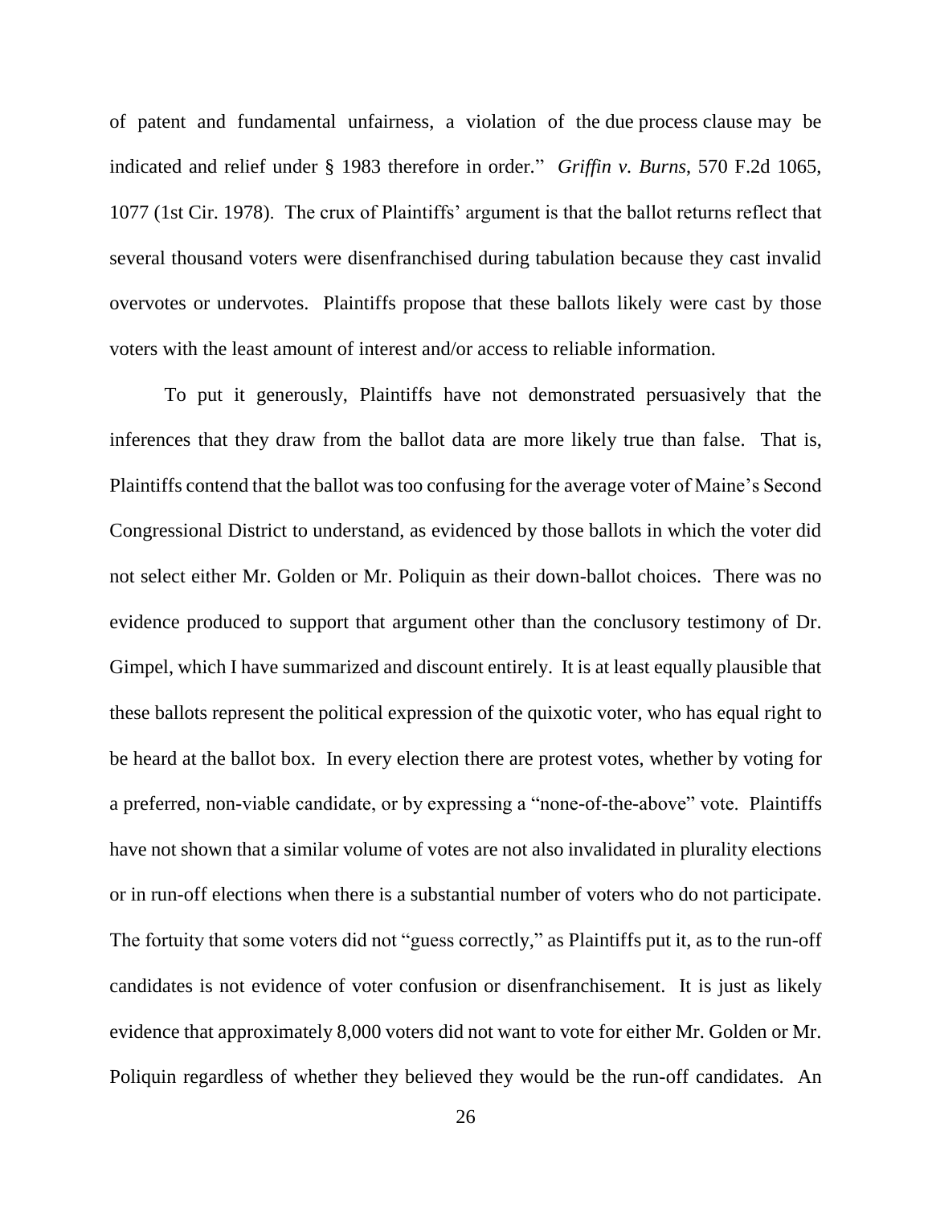of patent and fundamental unfairness, a violation of the due process clause may be indicated and relief under § 1983 therefore in order." *Griffin v. Burns*, 570 F.2d 1065, 1077 (1st Cir. 1978). The crux of Plaintiffs' argument is that the ballot returns reflect that several thousand voters were disenfranchised during tabulation because they cast invalid overvotes or undervotes. Plaintiffs propose that these ballots likely were cast by those voters with the least amount of interest and/or access to reliable information.

To put it generously, Plaintiffs have not demonstrated persuasively that the inferences that they draw from the ballot data are more likely true than false. That is, Plaintiffs contend that the ballot was too confusing for the average voter of Maine's Second Congressional District to understand, as evidenced by those ballots in which the voter did not select either Mr. Golden or Mr. Poliquin as their down-ballot choices. There was no evidence produced to support that argument other than the conclusory testimony of Dr. Gimpel, which I have summarized and discount entirely. It is at least equally plausible that these ballots represent the political expression of the quixotic voter, who has equal right to be heard at the ballot box. In every election there are protest votes, whether by voting for a preferred, non-viable candidate, or by expressing a "none-of-the-above" vote. Plaintiffs have not shown that a similar volume of votes are not also invalidated in plurality elections or in run-off elections when there is a substantial number of voters who do not participate. The fortuity that some voters did not "guess correctly," as Plaintiffs put it, as to the run-off candidates is not evidence of voter confusion or disenfranchisement. It is just as likely evidence that approximately 8,000 voters did not want to vote for either Mr. Golden or Mr. Poliquin regardless of whether they believed they would be the run-off candidates. An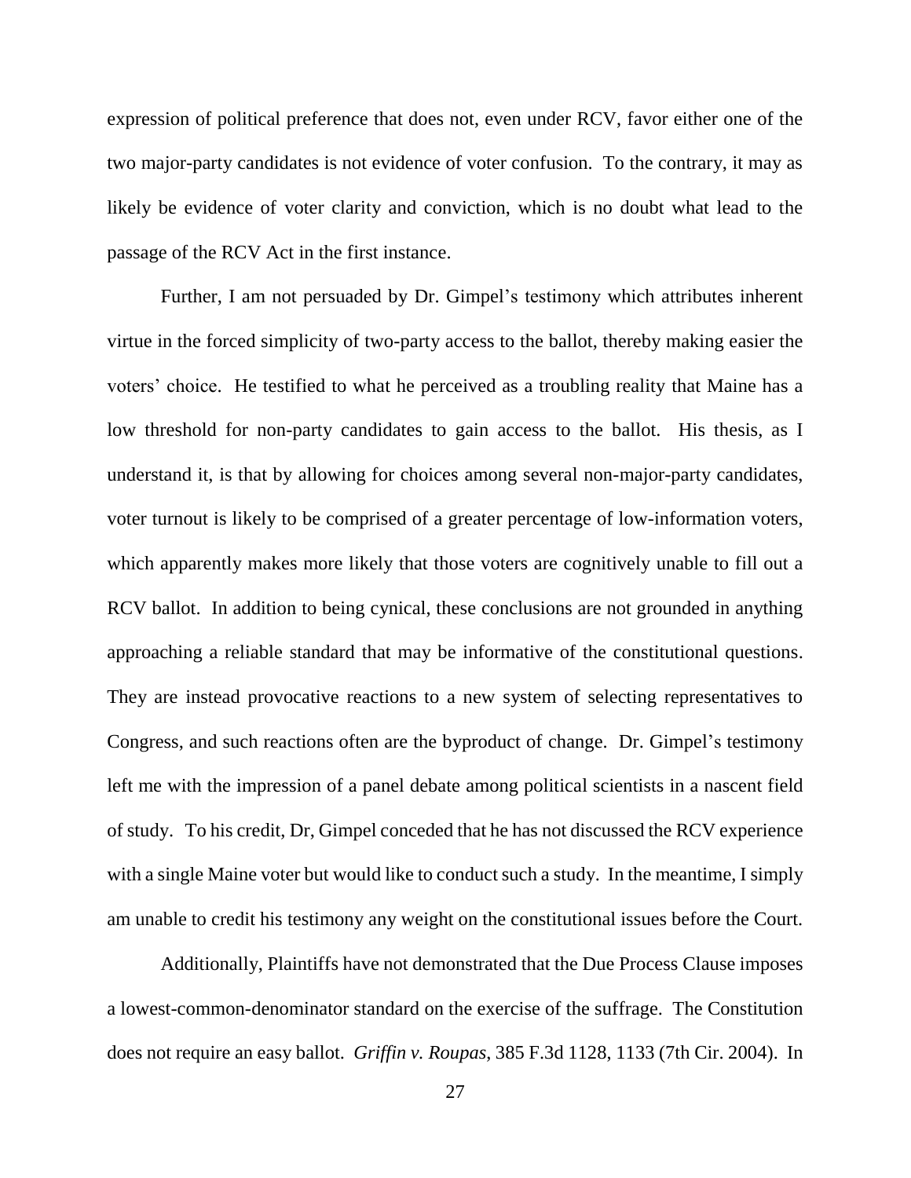expression of political preference that does not, even under RCV, favor either one of the two major-party candidates is not evidence of voter confusion. To the contrary, it may as likely be evidence of voter clarity and conviction, which is no doubt what lead to the passage of the RCV Act in the first instance.

Further, I am not persuaded by Dr. Gimpel's testimony which attributes inherent virtue in the forced simplicity of two-party access to the ballot, thereby making easier the voters' choice. He testified to what he perceived as a troubling reality that Maine has a low threshold for non-party candidates to gain access to the ballot. His thesis, as I understand it, is that by allowing for choices among several non-major-party candidates, voter turnout is likely to be comprised of a greater percentage of low-information voters, which apparently makes more likely that those voters are cognitively unable to fill out a RCV ballot. In addition to being cynical, these conclusions are not grounded in anything approaching a reliable standard that may be informative of the constitutional questions. They are instead provocative reactions to a new system of selecting representatives to Congress, and such reactions often are the byproduct of change. Dr. Gimpel's testimony left me with the impression of a panel debate among political scientists in a nascent field of study. To his credit, Dr, Gimpel conceded that he has not discussed the RCV experience with a single Maine voter but would like to conduct such a study. In the meantime, I simply am unable to credit his testimony any weight on the constitutional issues before the Court.

Additionally, Plaintiffs have not demonstrated that the Due Process Clause imposes a lowest-common-denominator standard on the exercise of the suffrage. The Constitution does not require an easy ballot. *Griffin v. Roupas*, 385 F.3d 1128, 1133 (7th Cir. 2004). In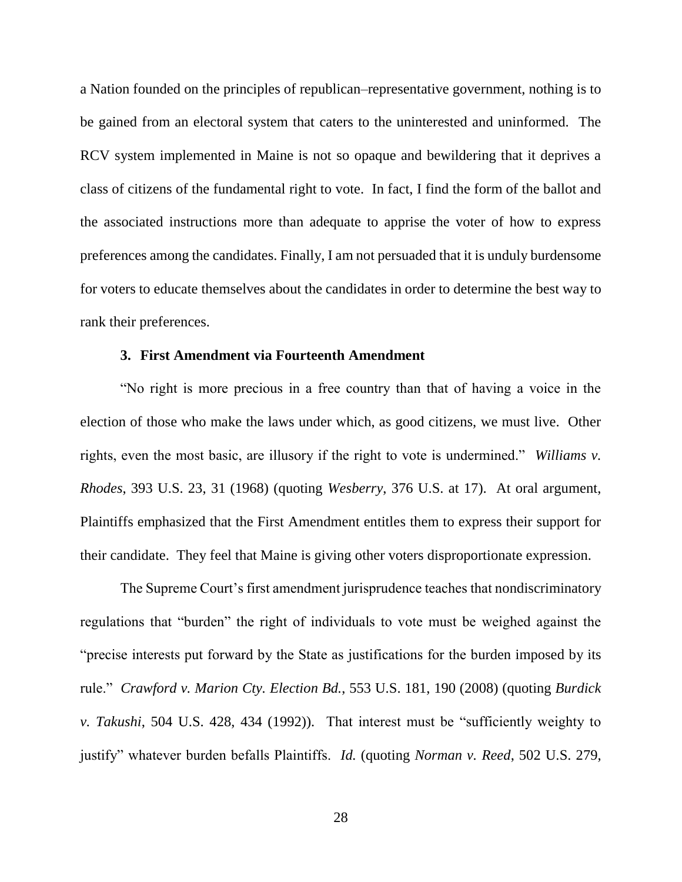a Nation founded on the principles of republican–representative government, nothing is to be gained from an electoral system that caters to the uninterested and uninformed. The RCV system implemented in Maine is not so opaque and bewildering that it deprives a class of citizens of the fundamental right to vote. In fact, I find the form of the ballot and the associated instructions more than adequate to apprise the voter of how to express preferences among the candidates. Finally, I am not persuaded that it is unduly burdensome for voters to educate themselves about the candidates in order to determine the best way to rank their preferences.

### 3. First Amendment via Fourteenth Amendment

"No right is more precious in a free country than that of having a voice in the election of those who make the laws under which, as good citizens, we must live. Other rights, even the most basic, are illusory if the right to vote is undermined." *Williams v. Rhodes*, 393 U.S. 23, 31 (1968) (quoting *Wesberry*, 376 U.S. at 17). At oral argument, Plaintiffs emphasized that the First Amendment entitles them to express their support for their candidate. They feel that Maine is giving other voters disproportionate expression.

The Supreme Court's first amendment jurisprudence teaches that nondiscriminatory regulations that "burden" the right of individuals to vote must be weighed against the "precise interests put forward by the State as justifications for the burden imposed by its rule." *Crawford v. Marion Cty. Election Bd.*, 553 U.S. 181, 190 (2008) (quoting *Burdick v. Takushi*, 504 U.S. 428, 434 (1992)). That interest must be "sufficiently weighty to justify" whatever burden befalls Plaintiffs. *Id.* (quoting *Norman v. Reed*, 502 U.S. 279,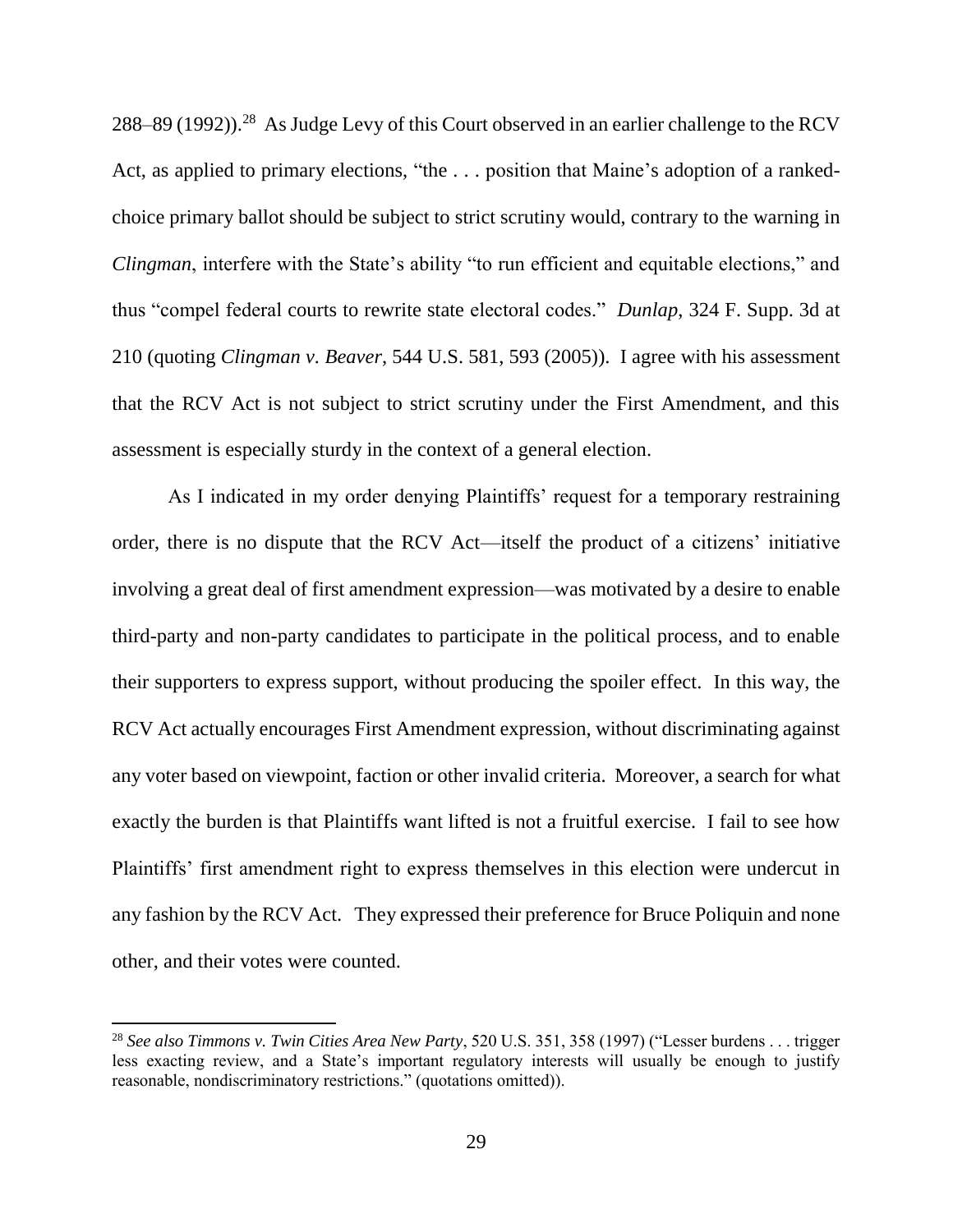288–89 (1992)).[28] As Judge Levy of this Court observed in an earlier challenge to the RCV Act, as applied to primary elections, "the . . . position that Maine's adoption of a ranked-choice primary ballot should be subject to strict scrutiny would, contrary to the warning in *Clingman*, interfere with the State's ability "to run efficient and equitable elections," and thus "compel federal courts to rewrite state electoral codes." *Dunlap*, 324 F. Supp. 3d at 210 (quoting *Clingman v. Beaver*, 544 U.S. 581, 593 (2005)). I agree with his assessment that the RCV Act is not subject to strict scrutiny under the First Amendment, and this assessment is especially sturdy in the context of a general election.

As I indicated in my order denying Plaintiffs' request for a temporary restraining order, there is no dispute that the RCV Act—itself the product of a citizens' initiative involving a great deal of first amendment expression—was motivated by a desire to enable third-party and non-party candidates to participate in the political process, and to enable their supporters to express support, without producing the spoiler effect. In this way, the RCV Act actually encourages First Amendment expression, without discriminating against any voter based on viewpoint, faction or other invalid criteria. Moreover, a search for what exactly the burden is that Plaintiffs want lifted is not a fruitful exercise. I fail to see how Plaintiffs' first amendment right to express themselves in this election were undercut in any fashion by the RCV Act. They expressed their preference for Bruce Poliquin and none other, and their votes were counted.

---

[28] *See also Timmons v. Twin Cities Area New Party*, 520 U.S. 351, 358 (1997) ("Lesser burdens . . . trigger less exacting review, and a State's important regulatory interests will usually be enough to justify reasonable, nondiscriminatory restrictions." (quotations omitted)).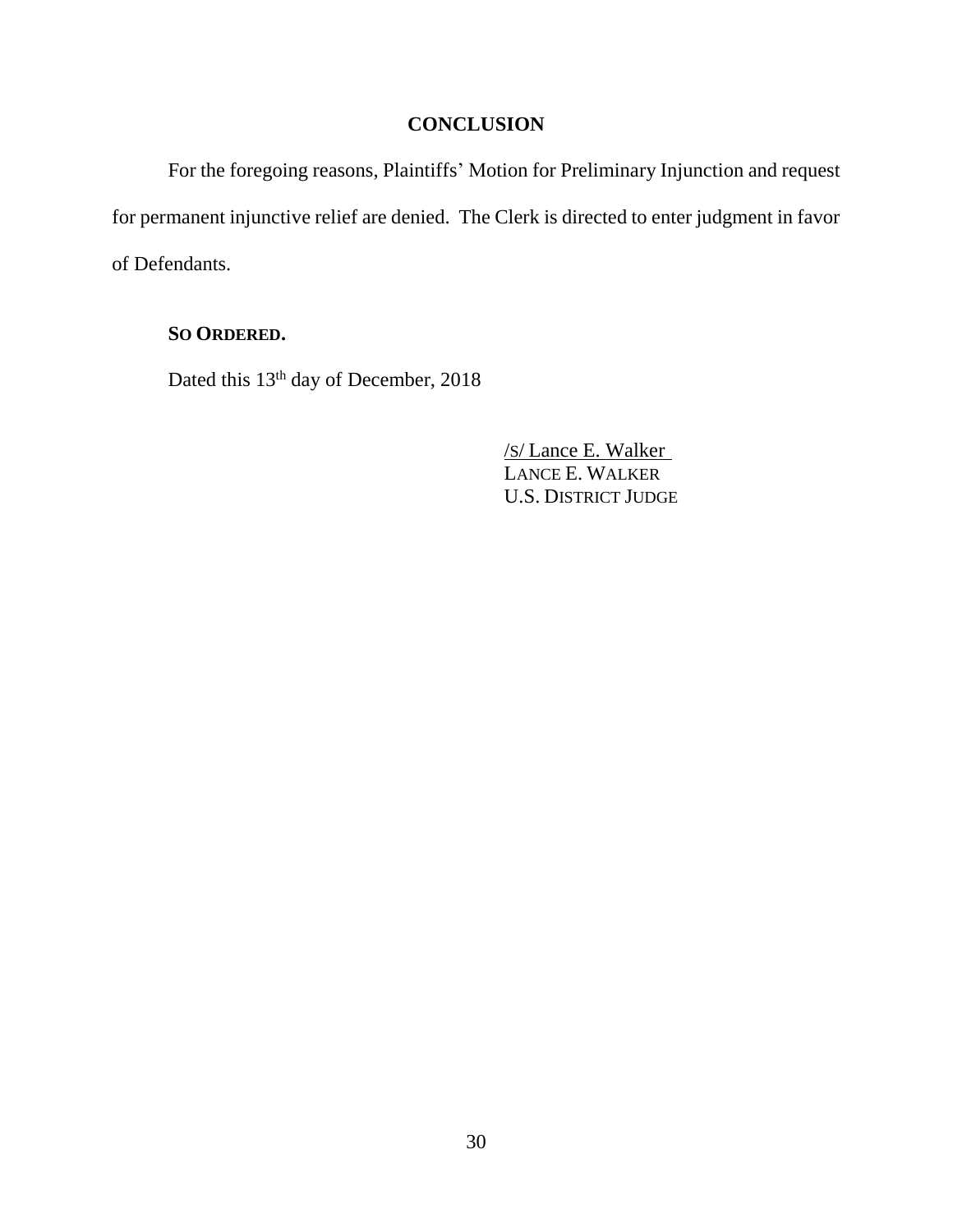## CONCLUSION

For the foregoing reasons, Plaintiffs' Motion for Preliminary Injunction and request for permanent injunctive relief are denied. The Clerk is directed to enter judgment in favor of Defendants.

**SO ORDERED.**

Dated this 13th day of December, 2018

/S/ Lance E. Walker
LANCE E. WALKER
U.S. DISTRICT JUDGE